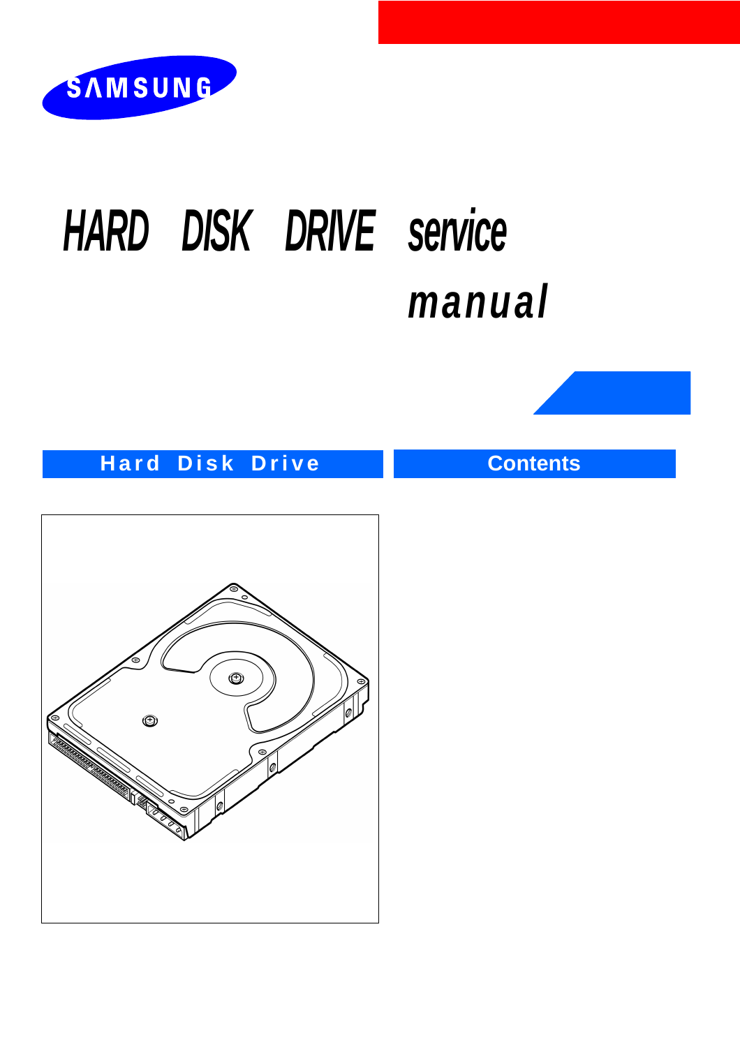SAMSUNG

# HARD DISK DRIVE service manual

**Hard Disk Drive**

**Contents**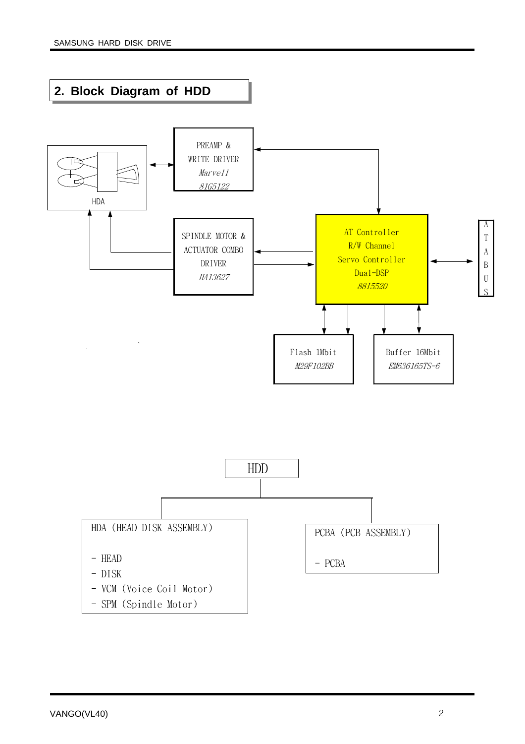## 2. Block Diagram of HDD

HDA

PREAMP & WRITE DRIVER
*Marvell*
*81G5122*

SPINDLE MOTOR & ACTUATOR COMBO DRIVER
*HA13627*

AT Controller
R/W Channel
Servo Controller
Dual-DSP
*88I5520*

ATA BUS

Flash 1Mbit
*M29F102BB*

Buffer 16Mbit
*EM636165TS-6*

HDD

HDA (HEAD DISK ASSEMBLY)

- HEAD
- DISK
- VCM (Voice Coil Motor)
- SPM (Spindle Motor)

PCBA (PCB ASSEMBLY)

- PCBA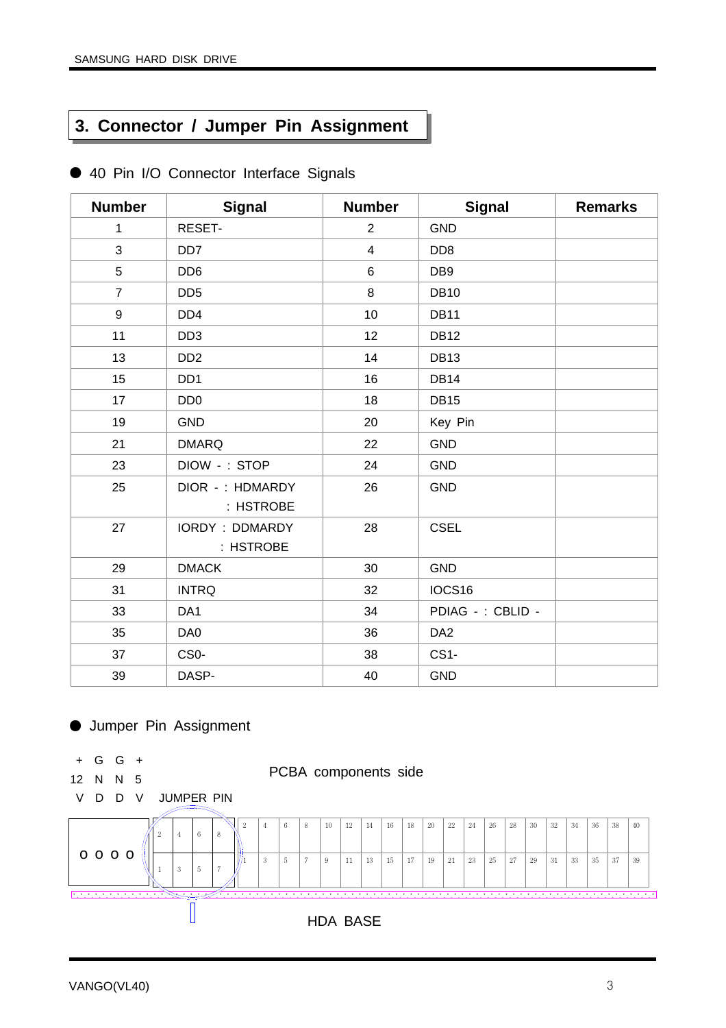# 3. Connector / Jumper Pin Assignment

● 40 Pin I/O Connector Interface Signals

| Number | Signal | Number | Signal | Remarks |
|---|---|---|---|---|
| 1 | RESET- | 2 | GND | |
| 3 | DD7 | 4 | DD8 | |
| 5 | DD6 | 6 | DB9 | |
| 7 | DD5 | 8 | DB10 | |
| 9 | DD4 | 10 | DB11 | |
| 11 | DD3 | 12 | DB12 | |
| 13 | DD2 | 14 | DB13 | |
| 15 | DD1 | 16 | DB14 | |
| 17 | DD0 | 18 | DB15 | |
| 19 | GND | 20 | Key Pin | |
| 21 | DMARQ | 22 | GND | |
| 23 | DIOW - : STOP | 24 | GND | |
| 25 | DIOR - : HDMARDY<br>: HSTROBE | 26 | GND | |
| 27 | IORDY : DDMARDY<br>: HSTROBE | 28 | CSEL | |
| 29 | DMACK | 30 | GND | |
| 31 | INTRQ | 32 | IOCS16 | |
| 33 | DA1 | 34 | PDIAG - : CBLID - | |
| 35 | DA0 | 36 | DA2 | |
| 37 | CS0- | 38 | CS1- | |
| 39 | DASP- | 40 | GND | |

● Jumper Pin Assignment

+12V GND GND +5V

JUMPER PIN

PCBA components side

o o o o

| 2 | 4 | 6 | 8 |
|---|---|---|---|
| 1 | 3 | 5 | 7 |

| 2 | 4 | 6 | 8 | 10 | 12 | 14 | 16 | 18 | 20 | 22 | 24 | 26 | 28 | 30 | 32 | 34 | 36 | 38 | 40 |
|---|---|---|---|---|---|---|---|---|---|---|---|---|---|---|---|---|---|---|---|
| 1 | 3 | 5 | 7 | 9 | 11 | 13 | 15 | 17 | 19 | 21 | 23 | 25 | 27 | 29 | 31 | 33 | 35 | 37 | 39 |

HDA BASE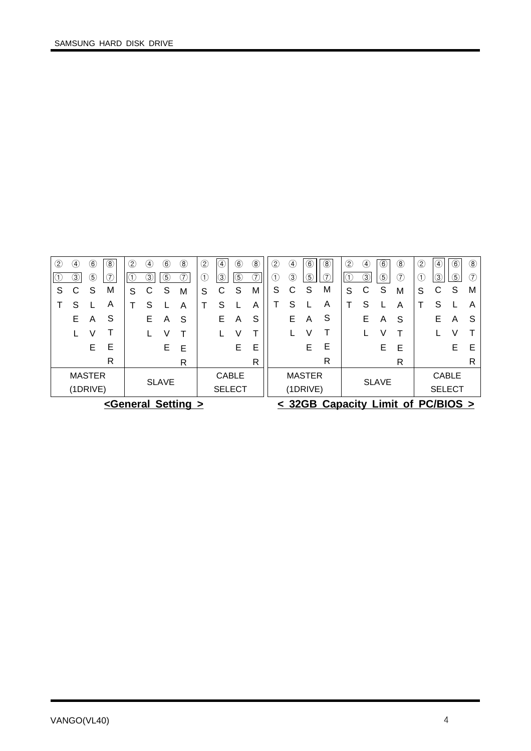| ② | ④ | ⑥ | [⑧] | ② | ④ | ⑥ | ⑧ | ② | [④] | ⑥ | ⑧ | ② | ④ | [⑥] | [⑧] | ② | ④ | [⑥] | ⑧ | ② | [④] | [⑥] | ⑧ |
|---|---|---|---|---|---|---|---|---|---|---|---|---|---|---|---|---|---|---|---|---|---|---|---|
| ① | [③] | ⑤ | [⑦] | [①] | [③] | [⑤] | ⑦ | ① | [③] | [⑤] | [⑦] | ① | ③ | [⑤] | [⑦] | [①] | [③] | [⑤] | ⑦ | ① | [③] | [⑤] | ⑦ |
| STSET | CSEL | SLAVE | MASTER | STSET | CSEL | SLAVE | MASTER | STSET | CSEL | SLAVE | MASTER | STSET | CSEL | SLAVE | MASTER | STSET | CSEL | SLAVE | MASTER | STSET | CSEL | SLAVE | MASTER |
| MASTER (1DRIVE) | | | | SLAVE | | | | CABLE SELECT | | | | MASTER (1DRIVE) | | | | SLAVE | | | | CABLE SELECT | | | |

**<General Setting >** (first three configurations) | **< 32GB Capacity Limit of PC/BIOS >** (last three configurations)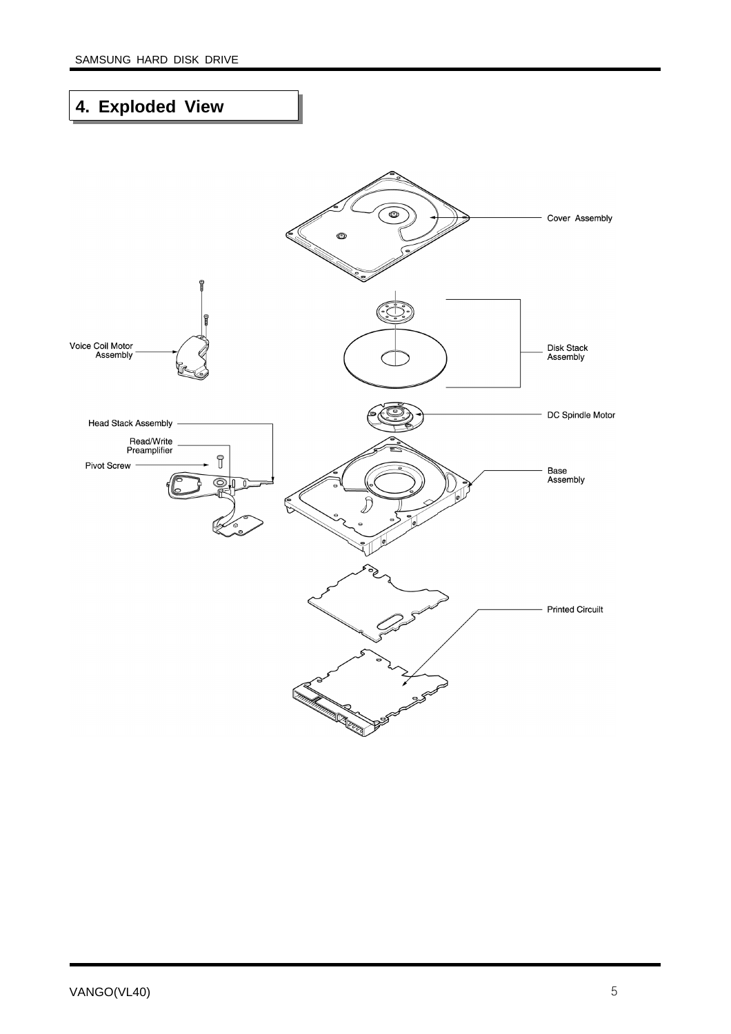## 4. Exploded View

Cover Assembly

Voice Coil Motor Assembly

Disk Stack Assembly

DC Spindle Motor

Head Stack Assembly

Read/Write Preamplifier

Pivot Screw

Base Assembly

Printed Circuilt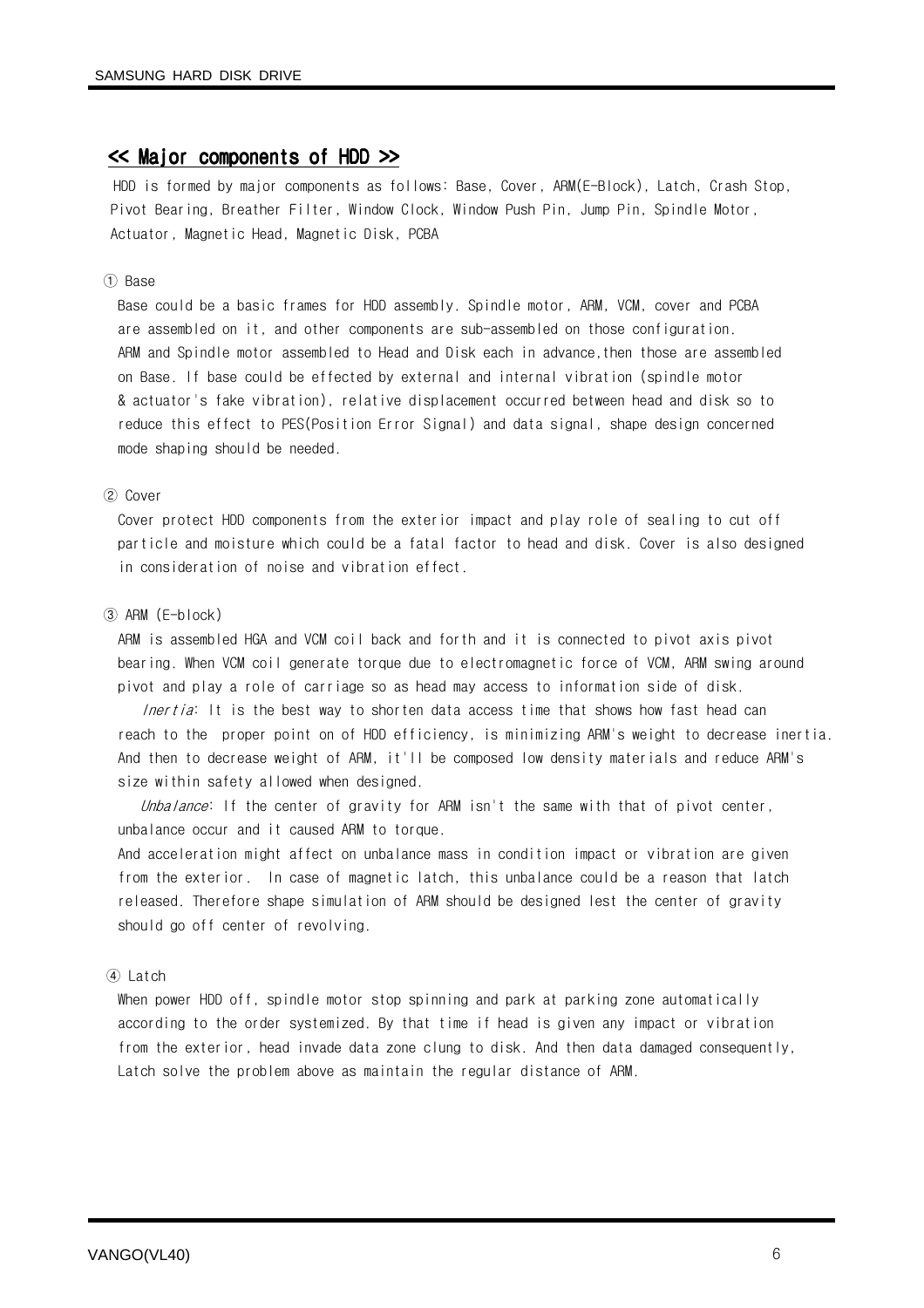## << Major components of HDD >>

HDD is formed by major components as follows: Base, Cover, ARM(E-Block), Latch, Crash Stop, Pivot Bearing, Breather Filter, Window Clock, Window Push Pin, Jump Pin, Spindle Motor, Actuator, Magnetic Head, Magnetic Disk, PCBA

① Base

Base could be a basic frames for HDD assembly. Spindle motor, ARM, VCM, cover and PCBA are assembled on it, and other components are sub-assembled on those configuration. ARM and Spindle motor assembled to Head and Disk each in advance,then those are assembled on Base. If base could be effected by external and internal vibration (spindle motor & actuator's fake vibration), relative displacement occurred between head and disk so to reduce this effect to PES(Position Error Signal) and data signal, shape design concerned mode shaping should be needed.

② Cover

Cover protect HDD components from the exterior impact and play role of sealing to cut off particle and moisture which could be a fatal factor to head and disk. Cover is also designed in consideration of noise and vibration effect.

③ ARM (E-block)

ARM is assembled HGA and VCM coil back and forth and it is connected to pivot axis pivot bearing. When VCM coil generate torque due to electromagnetic force of VCM, ARM swing around pivot and play a role of carriage so as head may access to information side of disk.

*Inertia*: It is the best way to shorten data access time that shows how fast head can reach to the proper point on of HDD efficiency, is minimizing ARM's weight to decrease inertia. And then to decrease weight of ARM, it'll be composed low density materials and reduce ARM's size within safety allowed when designed.

*Unbalance*: If the center of gravity for ARM isn't the same with that of pivot center, unbalance occur and it caused ARM to torque.
And acceleration might affect on unbalance mass in condition impact or vibration are given from the exterior. In case of magnetic latch, this unbalance could be a reason that latch released. Therefore shape simulation of ARM should be designed lest the center of gravity should go off center of revolving.

④ Latch

When power HDD off, spindle motor stop spinning and park at parking zone automatically according to the order systemized. By that time if head is given any impact or vibration from the exterior, head invade data zone clung to disk. And then data damaged consequently, Latch solve the problem above as maintain the regular distance of ARM.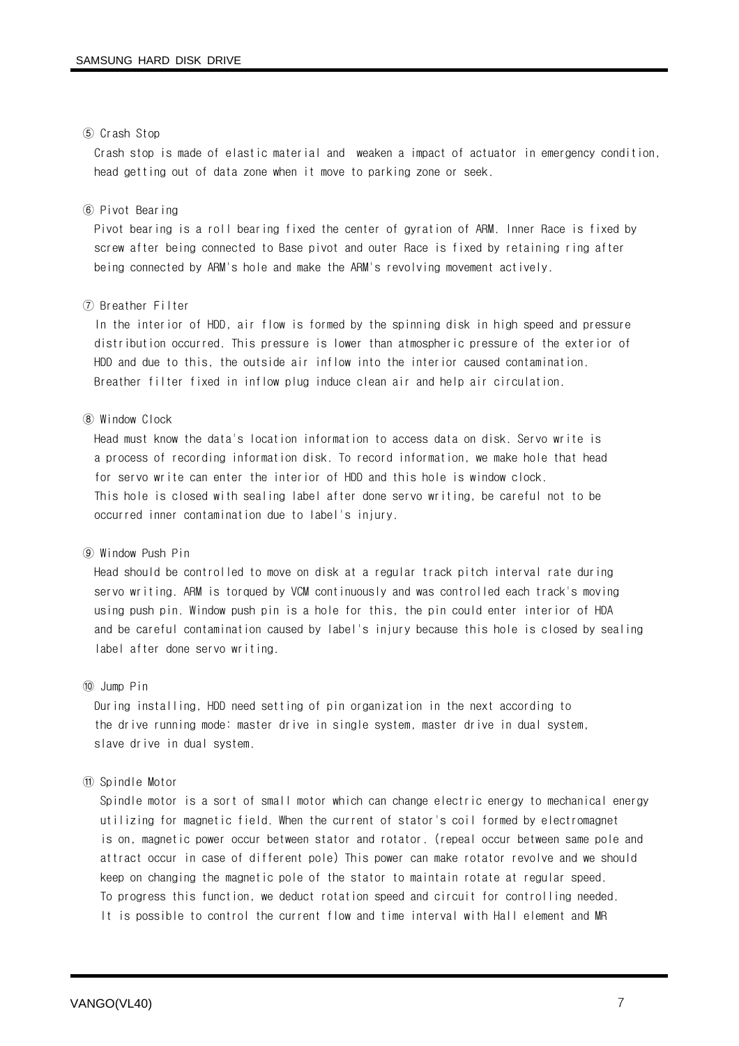⑤ Crash Stop

Crash stop is made of elastic material and  weaken a impact of actuator in emergency condition, head getting out of data zone when it move to parking zone or seek.

⑥ Pivot Bearing

Pivot bearing is a roll bearing fixed the center of gyration of ARM. Inner Race is fixed by screw after being connected to Base pivot and outer Race is fixed by retaining ring after being connected by ARM's hole and make the ARM's revolving movement actively.

⑦ Breather Filter

In the interior of HDD, air flow is formed by the spinning disk in high speed and pressure distribution occurred. This pressure is lower than atmospheric pressure of the exterior of HDD and due to this, the outside air inflow into the interior caused contamination. Breather filter fixed in inflow plug induce clean air and help air circulation.

⑧ Window Clock

Head must know the data's location information to access data on disk. Servo write is a process of recording information disk. To record information, we make hole that head for servo write can enter the interior of HDD and this hole is window clock. This hole is closed with sealing label after done servo writing, be careful not to be occurred inner contamination due to label's injury.

⑨ Window Push Pin

Head should be controlled to move on disk at a regular track pitch interval rate during servo writing. ARM is torqued by VCM continuously and was controlled each track's moving using push pin. Window push pin is a hole for this, the pin could enter interior of HDA and be careful contamination caused by label's injury because this hole is closed by sealing label after done servo writing.

⑩ Jump Pin

During installing, HDD need setting of pin organization in the next according to the drive running mode: master drive in single system, master drive in dual system, slave drive in dual system.

⑪ Spindle Motor

Spindle motor is a sort of small motor which can change electric energy to mechanical energy utilizing for magnetic field. When the current of stator's coil formed by electromagnet is on, magnetic power occur between stator and rotator. (repeal occur between same pole and attract occur in case of different pole) This power can make rotator revolve and we should keep on changing the magnetic pole of the stator to maintain rotate at regular speed. To progress this function, we deduct rotation speed and circuit for controlling needed. It is possible to control the current flow and time interval with Hall element and MR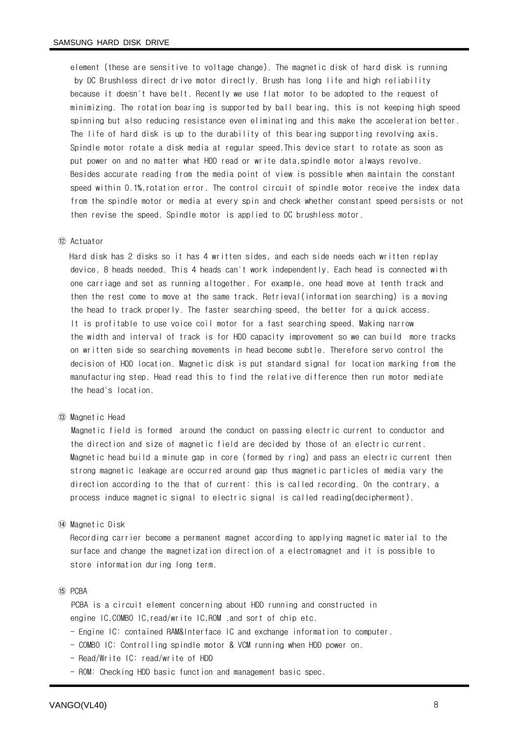element (these are sensitive to voltage change). The magnetic disk of hard disk is running by DC Brushless direct drive motor directly. Brush has long life and high reliability because it doesn't have belt. Recently we use flat motor to be adopted to the request of minimizing. The rotation bearing is supported by ball bearing, this is not keeping high speed spinning but also reducing resistance even eliminating and this make the acceleration better. The life of hard disk is up to the durability of this bearing supporting revolving axis. Spindle motor rotate a disk media at regular speed.This device start to rotate as soon as put power on and no matter what HDD read or write data,spindle motor always revolve. Besides accurate reading from the media point of view is possible when maintain the constant speed within 0.1%,rotation error. The control circuit of spindle motor receive the index data from the spindle motor or media at every spin and check whether constant speed persists or not then revise the speed. Spindle motor is applied to DC brushless motor.

⑫ Actuator

Hard disk has 2 disks so it has 4 written sides, and each side needs each written replay device, 8 heads needed. This 4 heads can't work independently. Each head is connected with one carriage and set as running altogether. For example, one head move at tenth track and then the rest come to move at the same track. Retrieval(information searching) is a moving the head to track properly. The faster searching speed, the better for a quick access. It is profitable to use voice coil motor for a fast searching speed. Making narrow the width and interval of track is for HDD capacity improvement so we can build more tracks on written side so searching movements in head become subtle. Therefore servo control the decision of HDD location. Magnetic disk is put standard signal for location marking from the manufacturing step. Head read this to find the relative difference then run motor mediate the head's location.

⑬ Magnetic Head

Magnetic field is formed around the conduct on passing electric current to conductor and the direction and size of magnetic field are decided by those of an electric current. Magnetic head build a minute gap in core (formed by ring) and pass an electric current then strong magnetic leakage are occurred around gap thus magnetic particles of media vary the direction according to the that of current: this is called recording. On the contrary, a process induce magnetic signal to electric signal is called reading(decipherment).

⑭ Magnetic Disk

Recording carrier become a permanent magnet according to applying magnetic material to the surface and change the magnetization direction of a electromagnet and it is possible to store information during long term.

⑮ PCBA

PCBA is a circuit element concerning about HDD running and constructed in engine IC,COMBO IC,read/write IC,ROM ,and sort of chip etc.

- Engine IC: contained RAM&Interface IC and exchange information to computer.
- COMBO IC: Controlling spindle motor & VCM running when HDD power on.
- Read/Write IC: read/write of HDD
- ROM: Checking HDD basic function and management basic spec.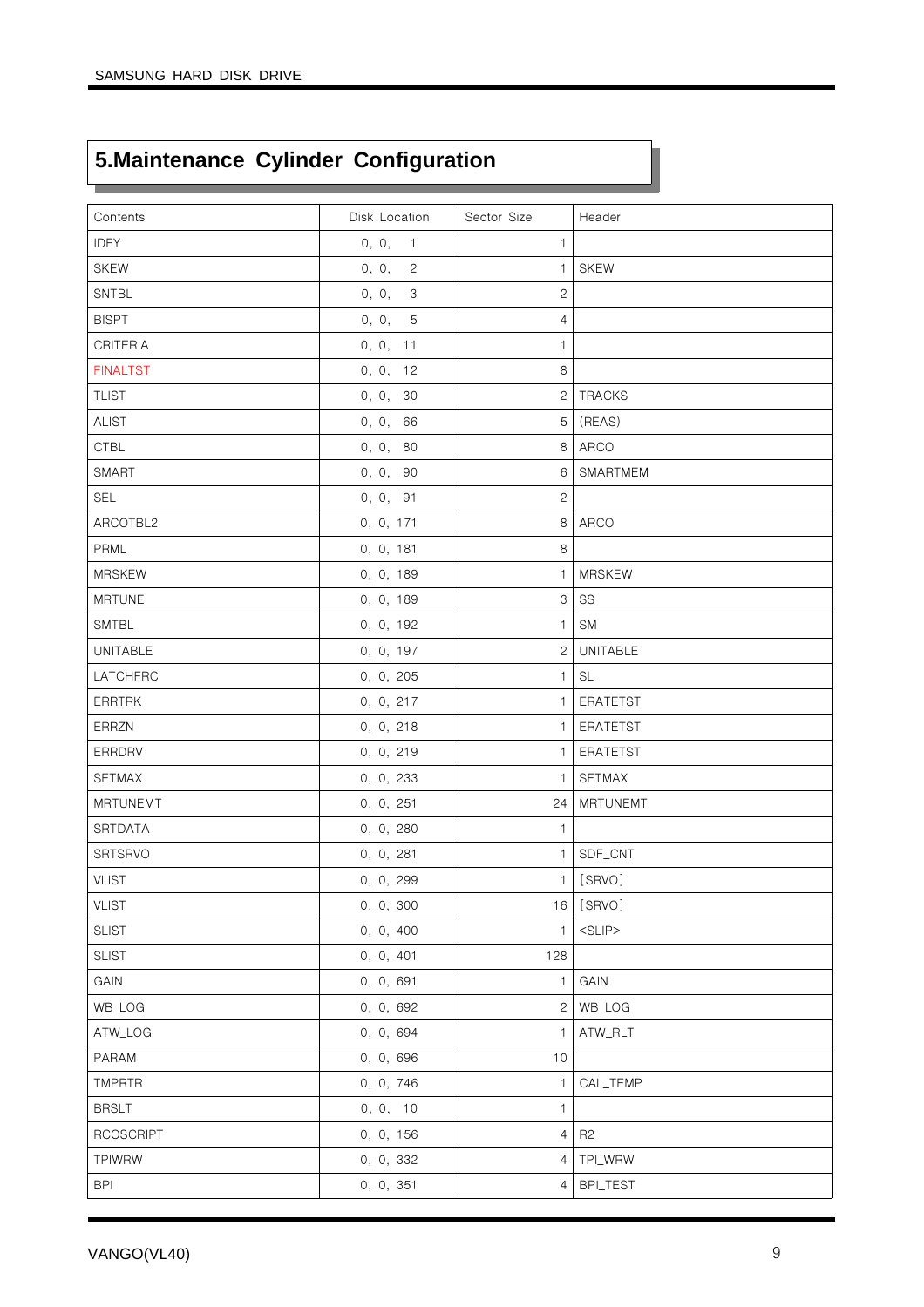# 5.Maintenance Cylinder Configuration

| Contents | Disk Location | Sector Size | Header |
|---|---|---|---|
| IDFY | 0, 0, 1 | 1 | |
| SKEW | 0, 0, 2 | 1 | SKEW |
| SNTBL | 0, 0, 3 | 2 | |
| BISPT | 0, 0, 5 | 4 | |
| CRITERIA | 0, 0, 11 | 1 | |
| FINALTST | 0, 0, 12 | 8 | |
| TLIST | 0, 0, 30 | 2 | TRACKS |
| ALIST | 0, 0, 66 | 5 | (REAS) |
| CTBL | 0, 0, 80 | 8 | ARCO |
| SMART | 0, 0, 90 | 6 | SMARTMEM |
| SEL | 0, 0, 91 | 2 | |
| ARCOTBL2 | 0, 0, 171 | 8 | ARCO |
| PRML | 0, 0, 181 | 8 | |
| MRSKEW | 0, 0, 189 | 1 | MRSKEW |
| MRTUNE | 0, 0, 189 | 3 | SS |
| SMTBL | 0, 0, 192 | 1 | SM |
| UNITABLE | 0, 0, 197 | 2 | UNITABLE |
| LATCHFRC | 0, 0, 205 | 1 | SL |
| ERRTRK | 0, 0, 217 | 1 | ERATETST |
| ERRZN | 0, 0, 218 | 1 | ERATETST |
| ERRDRV | 0, 0, 219 | 1 | ERATETST |
| SETMAX | 0, 0, 233 | 1 | SETMAX |
| MRTUNEMT | 0, 0, 251 | 24 | MRTUNEMT |
| SRTDATA | 0, 0, 280 | 1 | |
| SRTSRVO | 0, 0, 281 | 1 | SDF_CNT |
| VLIST | 0, 0, 299 | 1 | [SRVO] |
| VLIST | 0, 0, 300 | 16 | [SRVO] |
| SLIST | 0, 0, 400 | 1 | <SLIP> |
| SLIST | 0, 0, 401 | 128 | |
| GAIN | 0, 0, 691 | 1 | GAIN |
| WB_LOG | 0, 0, 692 | 2 | WB_LOG |
| ATW_LOG | 0, 0, 694 | 1 | ATW_RLT |
| PARAM | 0, 0, 696 | 10 | |
| TMPRTR | 0, 0, 746 | 1 | CAL_TEMP |
| BRSLT | 0, 0, 10 | 1 | |
| RCOSCRIPT | 0, 0, 156 | 4 | R2 |
| TPIWRW | 0, 0, 332 | 4 | TPI_WRW |
| BPI | 0, 0, 351 | 4 | BPI_TEST |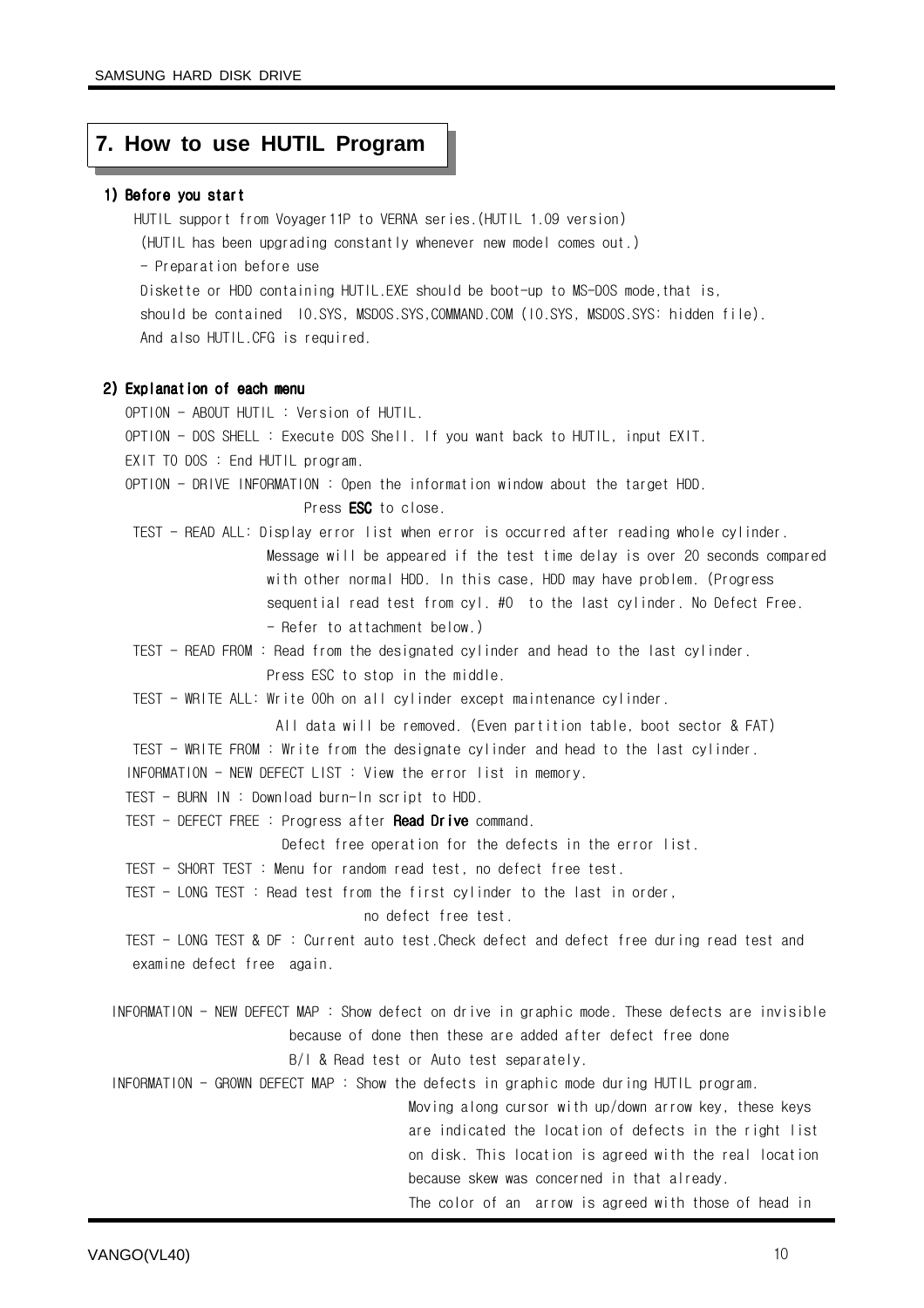# 7. How to use HUTIL Program

**1) Before you start**

HUTIL support from Voyager11P to VERNA series.(HUTIL 1.09 version)
(HUTIL has been upgrading constantly whenever new model comes out.)

- Preparation before use

Diskette or HDD containing HUTIL.EXE should be boot-up to MS-DOS mode,that is, should be contained IO.SYS, MSDOS.SYS,COMMAND.COM (IO.SYS, MSDOS.SYS: hidden file). And also HUTIL.CFG is required.

**2) Explanation of each menu**

OPTION - ABOUT HUTIL : Version of HUTIL.

OPTION - DOS SHELL : Execute DOS Shell. If you want back to HUTIL, input EXIT.

EXIT TO DOS : End HUTIL program.

OPTION - DRIVE INFORMATION : Open the information window about the target HDD. Press **ESC** to close.

TEST - READ ALL: Display error list when error is occurred after reading whole cylinder. Message will be appeared if the test time delay is over 20 seconds compared with other normal HDD. In this case, HDD may have problem. (Progress sequential read test from cyl. #0 to the last cylinder. No Defect Free. - Refer to attachment below.)

TEST - READ FROM : Read from the designated cylinder and head to the last cylinder. Press ESC to stop in the middle.

TEST - WRITE ALL: Write 00h on all cylinder except maintenance cylinder. All data will be removed. (Even partition table, boot sector & FAT)

TEST - WRITE FROM : Write from the designate cylinder and head to the last cylinder.

INFORMATION - NEW DEFECT LIST : View the error list in memory.

TEST - BURN IN : Download burn-In script to HDD.

TEST - DEFECT FREE : Progress after **Read Drive** command. Defect free operation for the defects in the error list.

TEST - SHORT TEST : Menu for random read test, no defect free test.

TEST - LONG TEST : Read test from the first cylinder to the last in order, no defect free test.

TEST - LONG TEST & DF : Current auto test.Check defect and defect free during read test and examine defect free again.

INFORMATION - NEW DEFECT MAP : Show defect on drive in graphic mode. These defects are invisible because of done then these are added after defect free done B/I & Read test or Auto test separately.

INFORMATION - GROWN DEFECT MAP : Show the defects in graphic mode during HUTIL program. Moving along cursor with up/down arrow key, these keys are indicated the location of defects in the right list on disk. This location is agreed with the real location because skew was concerned in that already. The color of an arrow is agreed with those of head in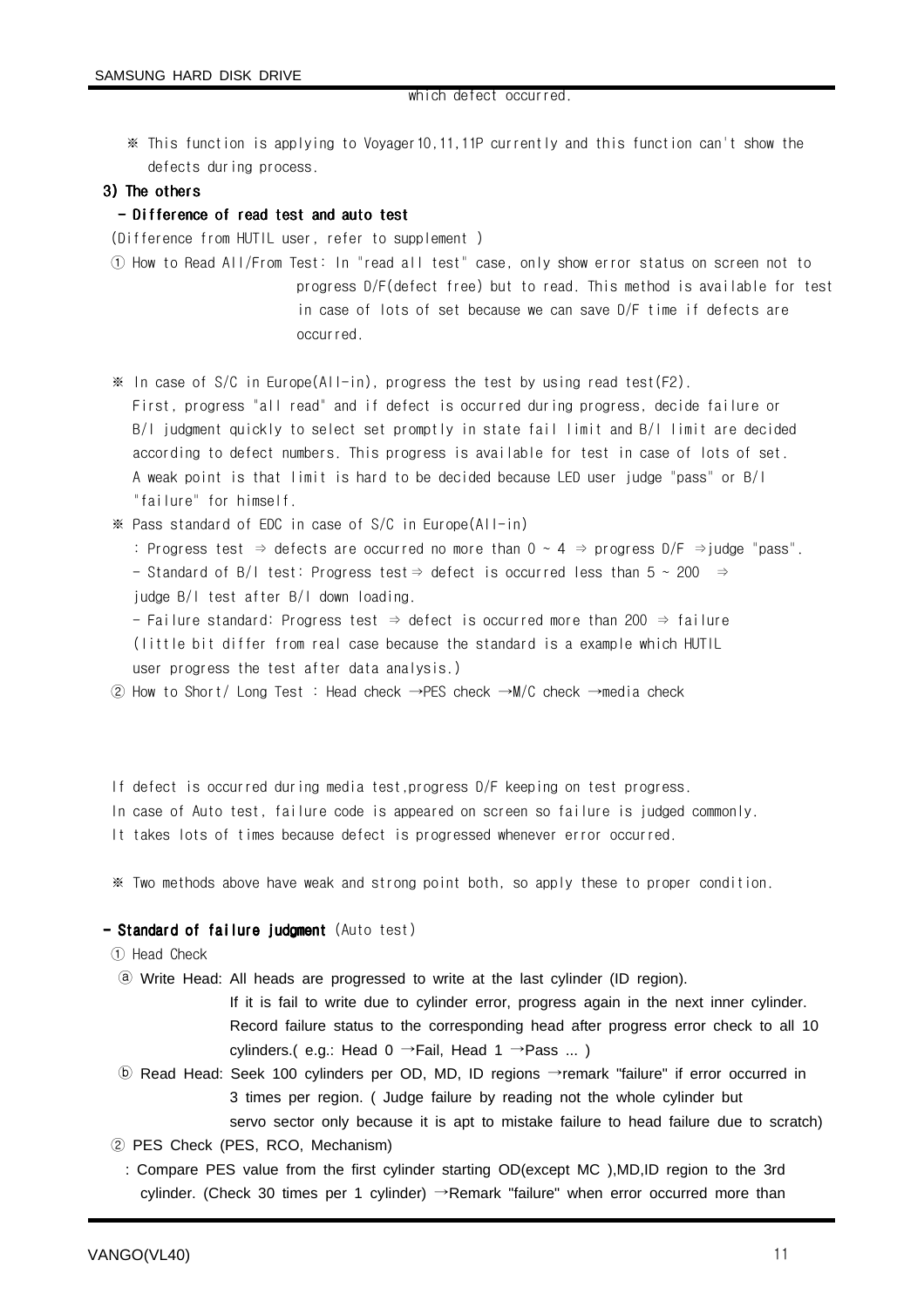which defect occurred.

※ This function is applying to Voyager10,11,11P currently and this function can't show the defects during process.

**3) The others**

**- Difference of read test and auto test**

(Difference from HUTIL user, refer to supplement )

① How to Read All/From Test: In "read all test" case, only show error status on screen not to progress D/F(defect free) but to read. This method is available for test in case of lots of set because we can save D/F time if defects are occurred.

※ In case of S/C in Europe(All-in), progress the test by using read test(F2). First, progress "all read" and if defect is occurred during progress, decide failure or B/I judgment quickly to select set promptly in state fail limit and B/I limit are decided according to defect numbers. This progress is available for test in case of lots of set. A weak point is that limit is hard to be decided because LED user judge "pass" or B/I "failure" for himself.

※ Pass standard of EDC in case of S/C in Europe(All-in)

: Progress test ⇒ defects are occurred no more than 0 ~ 4 ⇒ progress D/F ⇒judge "pass".

- Standard of B/I test: Progress test⇒ defect is occurred less than 5 ~ 200 ⇒ judge B/I test after B/I down loading.

- Failure standard: Progress test ⇒ defect is occurred more than 200 ⇒ failure (little bit differ from real case because the standard is a example which HUTIL user progress the test after data analysis.)

② How to Short/ Long Test : Head check →PES check →M/C check →media check

If defect is occurred during media test,progress D/F keeping on test progress.
In case of Auto test, failure code is appeared on screen so failure is judged commonly.
It takes lots of times because defect is progressed whenever error occurred.

※ Two methods above have weak and strong point both, so apply these to proper condition.

**- Standard of failure judgment** (Auto test)

① Head Check

ⓐ Write Head: All heads are progressed to write at the last cylinder (ID region). If it is fail to write due to cylinder error, progress again in the next inner cylinder. Record failure status to the corresponding head after progress error check to all 10 cylinders.( e.g.: Head 0 →Fail, Head 1 →Pass ... )

ⓑ Read Head: Seek 100 cylinders per OD, MD, ID regions →remark "failure" if error occurred in 3 times per region. ( Judge failure by reading not the whole cylinder but servo sector only because it is apt to mistake failure to head failure due to scratch)

② PES Check (PES, RCO, Mechanism)

: Compare PES value from the first cylinder starting OD(except MC ),MD,ID region to the 3rd cylinder. (Check 30 times per 1 cylinder) →Remark "failure" when error occurred more than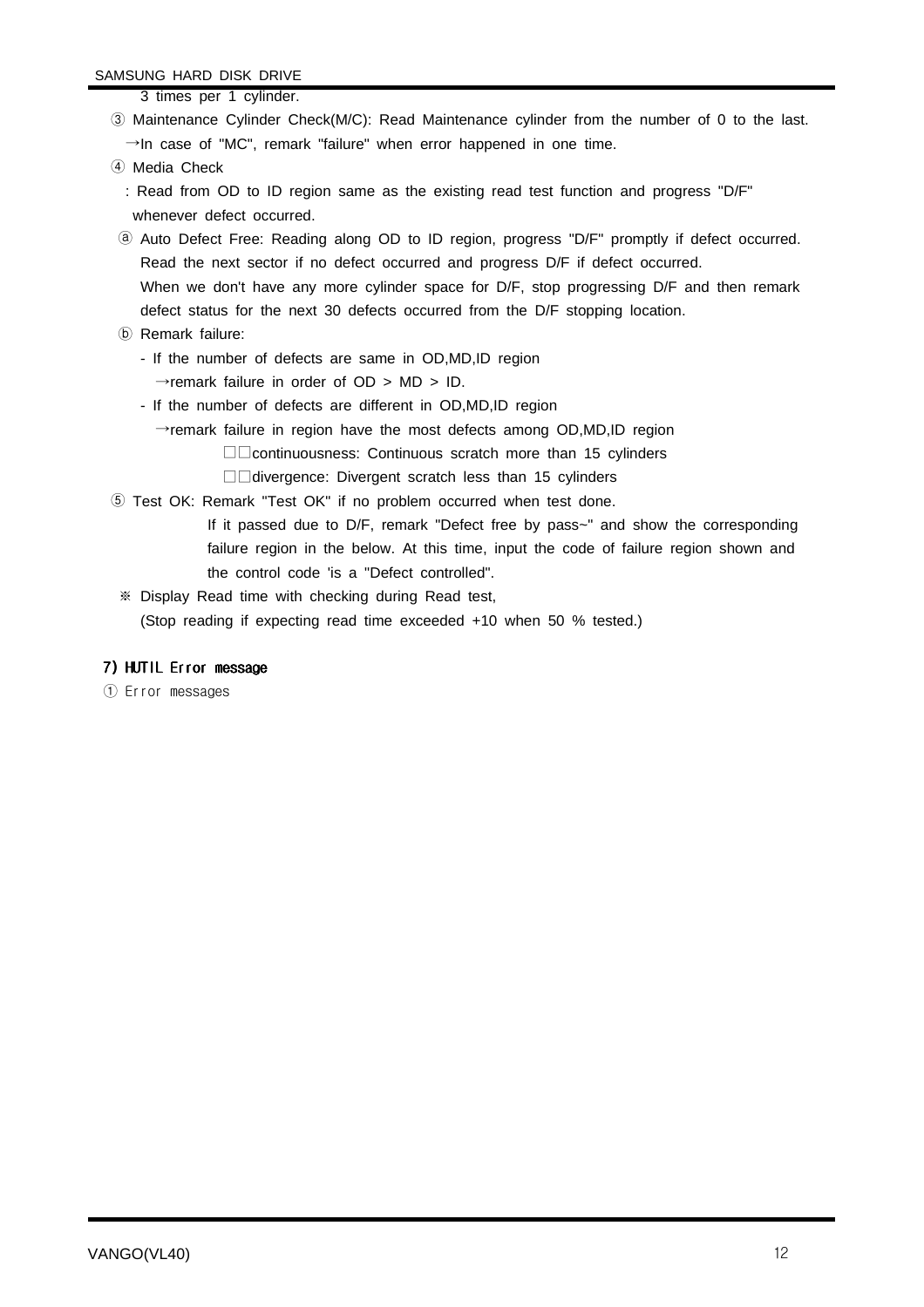3 times per 1 cylinder.

③ Maintenance Cylinder Check(M/C): Read Maintenance cylinder from the number of 0 to the last.
→In case of "MC", remark "failure" when error happened in one time.

④ Media Check
: Read from OD to ID region same as the existing read test function and progress "D/F" whenever defect occurred.

ⓐ Auto Defect Free: Reading along OD to ID region, progress "D/F" promptly if defect occurred. Read the next sector if no defect occurred and progress D/F if defect occurred.
When we don't have any more cylinder space for D/F, stop progressing D/F and then remark defect status for the next 30 defects occurred from the D/F stopping location.

ⓑ Remark failure:

- If the number of defects are same in OD,MD,ID region
  →remark failure in order of OD > MD > ID.
- If the number of defects are different in OD,MD,ID region
  →remark failure in region have the most defects among OD,MD,ID region
  □□continuousness: Continuous scratch more than 15 cylinders
  □□divergence: Divergent scratch less than 15 cylinders

⑤ Test OK: Remark "Test OK" if no problem occurred when test done.
If it passed due to D/F, remark "Defect free by pass~" and show the corresponding failure region in the below. At this time, input the code of failure region shown and the control code 'is a "Defect controlled".

※ Display Read time with checking during Read test,
(Stop reading if expecting read time exceeded +10 when 50 % tested.)

### 7) HUTIL Error message

① Error messages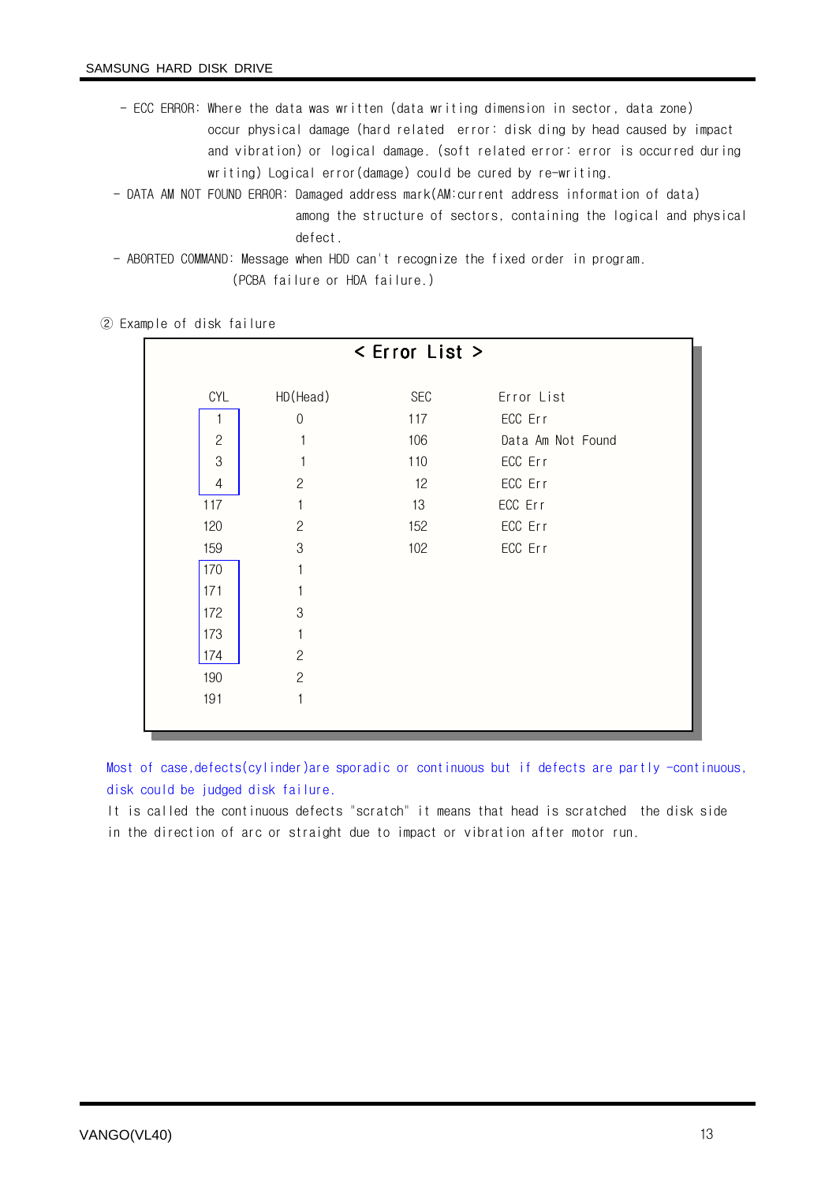- ECC ERROR: Where the data was written (data writing dimension in sector, data zone) occur physical damage (hard related error: disk ding by head caused by impact and vibration) or logical damage. (soft related error: error is occurred during writing) Logical error(damage) could be cured by re-writing.
- DATA AM NOT FOUND ERROR: Damaged address mark(AM:current address information of data) among the structure of sectors, containing the logical and physical defect.
- ABORTED COMMAND: Message when HDD can't recognize the fixed order in program. (PCBA failure or HDA failure.)

② Example of disk failure

**< Error List >**

| CYL | HD(Head) | SEC | Error List |
|---|---|---|---|
| 1 | 0 | 117 | ECC Err |
| 2 | 1 | 106 | Data Am Not Found |
| 3 | 1 | 110 | ECC Err |
| 4 | 2 | 12 | ECC Err |
| 117 | 1 | 13 | ECC Err |
| 120 | 2 | 152 | ECC Err |
| 159 | 3 | 102 | ECC Err |
| 170 | 1 | | |
| 171 | 1 | | |
| 172 | 3 | | |
| 173 | 1 | | |
| 174 | 2 | | |
| 190 | 2 | | |
| 191 | 1 | | |

Most of case,defects(cylinder)are sporadic or continuous but if defects are partly -continuous, disk could be judged disk failure.

It is called the continuous defects "scratch" it means that head is scratched the disk side in the direction of arc or straight due to impact or vibration after motor run.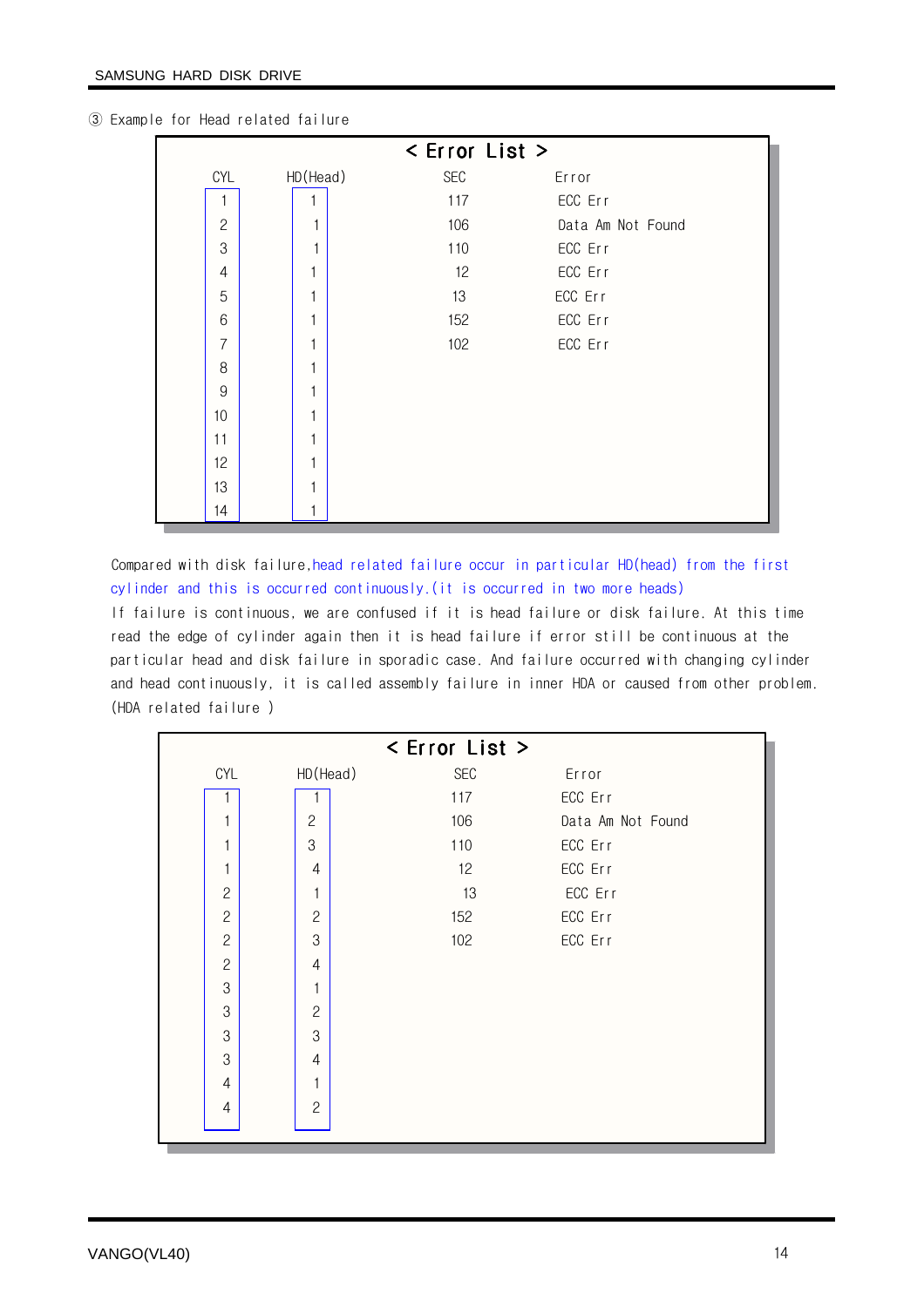③ Example for Head related failure

**< Error List >**

| CYL | HD(Head) | SEC | Error |
|---|---|---|---|
| 1 | 1 | 117 | ECC Err |
| 2 | 1 | 106 | Data Am Not Found |
| 3 | 1 | 110 | ECC Err |
| 4 | 1 | 12 | ECC Err |
| 5 | 1 | 13 | ECC Err |
| 6 | 1 | 152 | ECC Err |
| 7 | 1 | 102 | ECC Err |
| 8 | 1 | | |
| 9 | 1 | | |
| 10 | 1 | | |
| 11 | 1 | | |
| 12 | 1 | | |
| 13 | 1 | | |
| 14 | 1 | | |

Compared with disk failure,head related failure occur in particular HD(head) from the first cylinder and this is occurred continuously.(it is occurred in two more heads)
If failure is continuous, we are confused if it is head failure or disk failure. At this time read the edge of cylinder again then it is head failure if error still be continuous at the particular head and disk failure in sporadic case. And failure occurred with changing cylinder and head continuously, it is called assembly failure in inner HDA or caused from other problem. (HDA related failure )

**< Error List >**

| CYL | HD(Head) | SEC | Error |
|---|---|---|---|
| 1 | 1 | 117 | ECC Err |
| 1 | 2 | 106 | Data Am Not Found |
| 1 | 3 | 110 | ECC Err |
| 1 | 4 | 12 | ECC Err |
| 2 | 1 | 13 | ECC Err |
| 2 | 2 | 152 | ECC Err |
| 2 | 3 | 102 | ECC Err |
| 2 | 4 | | |
| 3 | 1 | | |
| 3 | 2 | | |
| 3 | 3 | | |
| 3 | 4 | | |
| 4 | 1 | | |
| 4 | 2 | | |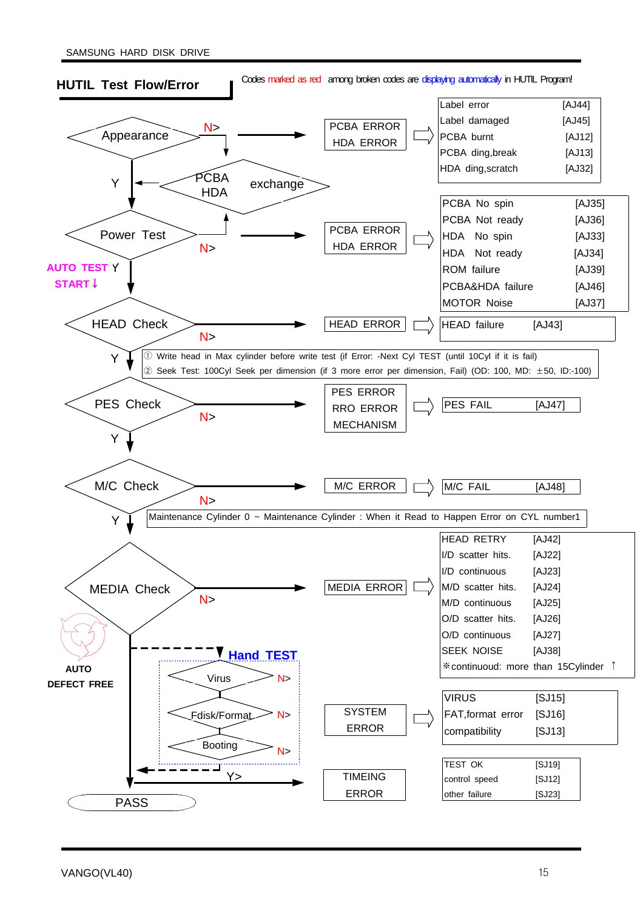## HUTIL Test Flow/Error

Codes marked as red among broken codes are displaying automatically in HUTIL Program!

**Appearance** — N> (PCBA / HDA exchange) → PCBA ERROR / HDA ERROR

| Error | Code |
|---|---|
| Label error | [AJ44] |
| Label damaged | [AJ45] |
| PCBA burnt | [AJ12] |
| PCBA ding,break | [AJ13] |
| HDA ding,scratch | [AJ32] |

Y ↓

**Power Test** — N> → PCBA ERROR / HDA ERROR

| Error | Code |
|---|---|
| PCBA No spin | [AJ35] |
| PCBA Not ready | [AJ36] |
| HDA No spin | [AJ33] |
| HDA Not ready | [AJ34] |
| ROM failure | [AJ39] |
| PCBA&HDA failure | [AJ46] |
| MOTOR Noise | [AJ37] |

Y ↓ AUTO TEST START

**HEAD Check** — N> → HEAD ERROR

| Error | Code |
|---|---|
| HEAD failure | [AJ43] |

① Write head in Max cylinder before write test (if Error: -Next Cyl TEST (until 10Cyl if it is fail)
② Seek Test: 100Cyl Seek per dimension (if 3 more error per dimension, Fail) (OD: 100, MD: ±50, ID:-100)

Y ↓

**PES Check** — N> → PES ERROR / RRO ERROR / MECHANISM

| Error | Code |
|---|---|
| PES FAIL | [AJ47] |

Y ↓

**M/C Check** — N> → M/C ERROR

| Error | Code |
|---|---|
| M/C FAIL | [AJ48] |

Maintenance Cylinder 0 ~ Maintenance Cylinder : When it Read to Happen Error on CYL number1

Y ↓

**MEDIA Check** — N> → MEDIA ERROR

| Error | Code |
|---|---|
| HEAD RETRY | [AJ42] |
| I/D scatter hits. | [AJ22] |
| I/D continuous | [AJ23] |
| M/D scatter hits. | [AJ24] |
| M/D continuous | [AJ25] |
| O/D scatter hits. | [AJ26] |
| O/D continuous | [AJ27] |
| SEEK NOISE | [AJ38] |

※continuoud: more than 15Cylinder ↑

AUTO DEFECT FREE

**Hand TEST**

- Virus — N> → SYSTEM ERROR
- Fdisk/Format — N> → SYSTEM ERROR
- Booting — N> → SYSTEM ERROR

| Error | Code |
|---|---|
| VIRUS | [SJ15] |
| FAT,format error | [SJ16] |
| compatibility | [SJ13] |

Y> → TIMEING ERROR

| Error | Code |
|---|---|
| TEST OK | [SJ19] |
| control speed | [SJ12] |
| other failure | [SJ23] |

**PASS**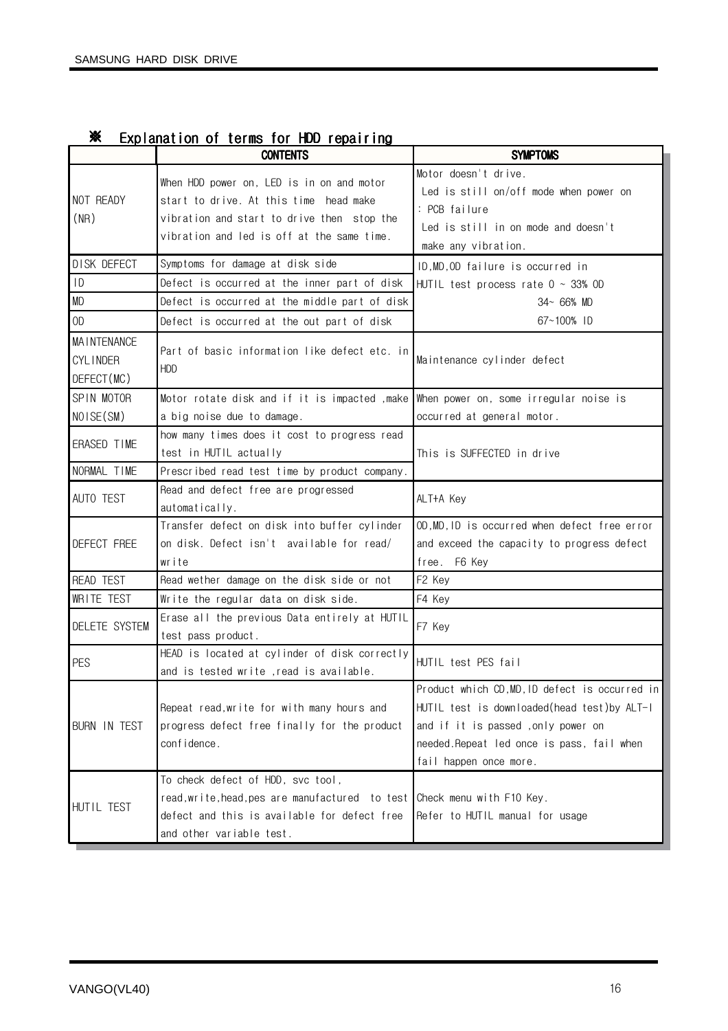## ※ Explanation of terms for HDD repairing

| | CONTENTS | SYMPTOMS |
|---|---|---|
| NOT READY (NR) | When HDD power on, LED is in on and motor start to drive. At this time head make vibration and start to drive then stop the vibration and led is off at the same time. | Motor doesn't drive. Led is still on/off mode when power on : PCB failure Led is still in on mode and doesn't make any vibration. |
| DISK DEFECT | Symptoms for damage at disk side | ID,MD,OD failure is occurred in HUTIL test process rate 0 ~ 33% OD 34~ 66% MD 67~100% ID |
| ID | Defect is occurred at the inner part of disk | |
| MD | Defect is occurred at the middle part of disk | |
| OD | Defect is occurred at the out part of disk | |
| MAINTENANCE CYLINDER DEFECT(MC) | Part of basic information like defect etc. in HDD | Maintenance cylinder defect |
| SPIN MOTOR NOISE(SM) | Motor rotate disk and if it is impacted ,make a big noise due to damage. | When power on, some irregular noise is occurred at general motor. |
| ERASED TIME | how many times does it cost to progress read test in HUTIL actually | This is SUFFECTED in drive |
| NORMAL TIME | Prescribed read test time by product company. | |
| AUTO TEST | Read and defect free are progressed automatically. | ALT+A Key |
| DEFECT FREE | Transfer defect on disk into buffer cylinder on disk. Defect isn't available for read/ write | OD,MD,ID is occurred when defect free error and exceed the capacity to progress defect free. F6 Key |
| READ TEST | Read wether damage on the disk side or not | F2 Key |
| WRITE TEST | Write the regular data on disk side. | F4 Key |
| DELETE SYSTEM | Erase all the previous Data entirely at HUTIL test pass product. | F7 Key |
| PES | HEAD is located at cylinder of disk correctly and is tested write ,read is available. | HUTIL test PES fail |
| BURN IN TEST | Repeat read,write for with many hours and progress defect free finally for the product confidence. | Product which CD,MD,ID defect is occurred in HUTIL test is downloaded(head test)by ALT-I and if it is passed ,only power on needed.Repeat led once is pass, fail when fail happen once more. |
| HUTIL TEST | To check defect of HDD, svc tool, read,write,head,pes are manufactured to test defect and this is available for defect free and other variable test. | Check menu with F10 Key. Refer to HUTIL manual for usage |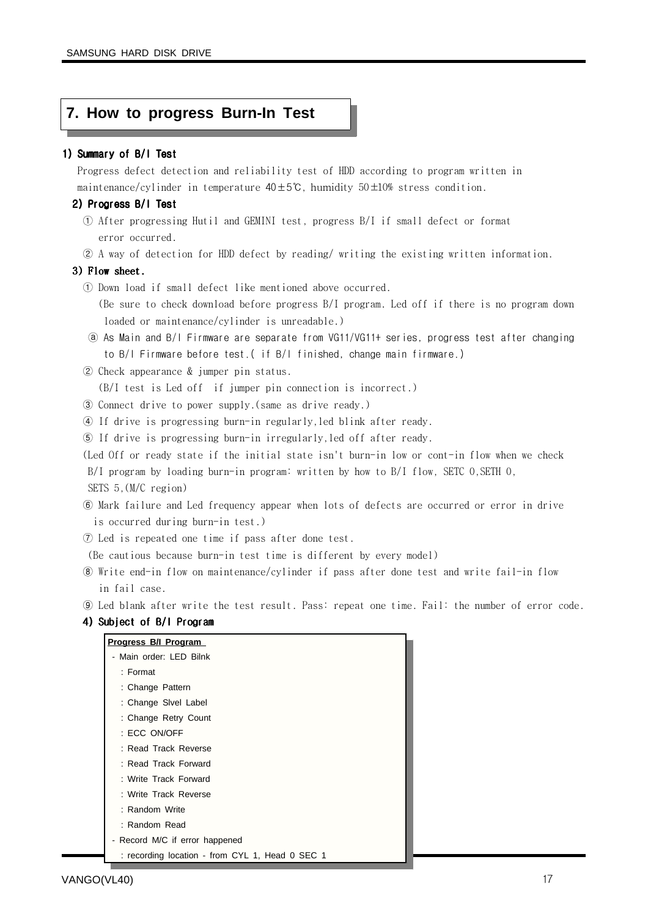## 7. How to progress Burn-In Test

### 1) Summary of B/I Test

Progress defect detection and reliability test of HDD according to program written in maintenance/cylinder in temperature 40±5℃, humidity 50±10% stress condition.

### 2) Progress B/I Test

① After progressing Hutil and GEMINI test, progress B/I if small defect or format error occurred.

② A way of detection for HDD defect by reading/ writing the existing written information.

### 3) Flow sheet.

① Down load if small defect like mentioned above occurred.
(Be sure to check download before progress B/I program. Led off if there is no program down loaded or maintenance/cylinder is unreadable.)

ⓐ As Main and B/I Firmware are separate from VG11/VG11+ series, progress test after changing to B/I Firmware before test.( if B/I finished, change main firmware.)

② Check appearance & jumper pin status.
(B/I test is Led off  if jumper pin connection is incorrect.)

③ Connect drive to power supply.(same as drive ready.)

④ If drive is progressing burn-in regularly,led blink after ready.

⑤ If drive is progressing burn-in irregularly,led off after ready.

(Led Off or ready state if the initial state isn't burn-in low or cont-in flow when we check B/I program by loading burn-in program: written by how to B/I flow, SETC 0,SETH 0, SETS 5,(M/C region)

⑥ Mark failure and Led frequency appear when lots of defects are occurred or error in drive is occurred during burn-in test.)

⑦ Led is repeated one time if pass after done test.
(Be cautious because burn-in test time is different by every model)

⑧ Write end-in flow on maintenance/cylinder if pass after done test and write fail-in flow in fail case.

⑨ Led blank after write the test result. Pass: repeat one time. Fail: the number of error code.

### 4) Subject of B/I Program

**Progress B/I Program**

- Main order: LED Bilnk
  - : Format
  - : Change Pattern
  - : Change Slvel Label
  - : Change Retry Count
  - : ECC ON/OFF
  - : Read Track Reverse
  - : Read Track Forward
  - : Write Track Forward
  - : Write Track Reverse
  - : Random Write
  - : Random Read
- Record M/C if error happened
  - : recording location - from CYL 1, Head 0 SEC 1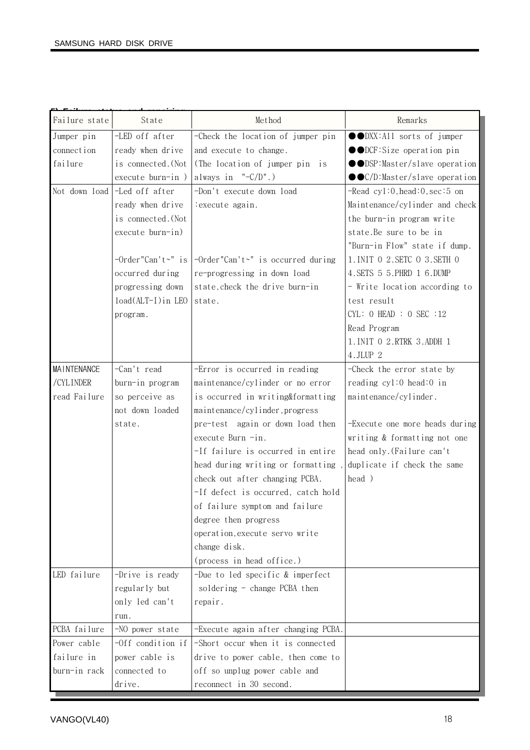5) Failure status and repairing

| Failure state | State | Method | Remarks |
|---|---|---|---|
| Jumper pin connection failure | -LED off after ready when drive is connected.(Not execute burn-in ) | -Check the location of jumper pin and execute to change. (The location of jumper pin is always in "-C/D".) | ●●DXX:All sorts of jumper ●●DCF:Size operation pin ●●DSP:Master/slave operation ●●C/D:Master/slave operation |
| Not down load | -Led off after ready when drive is connected.(Not execute burn-in) | -Don't execute down load :execute again. | -Read cyl:0,head:0,sec:5 on Maintenance/cylinder and check the burn-in program write state.Be sure to be in "Burn-in Flow" state if dump. |
| | -Order"Can't~" is occurred during progressing down load(ALT-I)in LEO program. | -Order"Can't~" is occurred during re-progressing in down load state,check the drive burn-in state. | 1.INIT 0 2.SETC 0 3.SETH 0 4.SETS 5 5.PHRD 1 6.DUMP - Write location according to test result CYL: 0 HEAD : 0 SEC :12 Read Program 1.INIT 0 2.RTRK 3.ADDH 1 4.JLUP 2 |
| MAINTENANCE /CYLINDER read Failure | -Can't read burn-in program so perceive as not down loaded state. | -Error is occurred in reading maintenance/cylinder or no error is occurred in writing&formatting maintenance/cylinder,progress pre-test again or down load then execute Burn -in. -If failure is occurred in entire head during writing or formatting , check out after changing PCBA. -If defect is occurred, catch hold of failure symptom and failure degree then progress operation,execute servo write change disk. (process in head office.) | -Check the error state by reading cyl:0 head:0 in maintenance/cylinder. -Execute one more heads during writing & formatting not one head only.(Failure can't duplicate if check the same head ) |
| LED failure | -Drive is ready regularly but only led can't run. | -Due to led specific & imperfect soldering - change PCBA then repair. | |
| PCBA failure | -NO power state | -Execute again after changing PCBA. | |
| Power cable failure in burn-in rack | -Off condition if power cable is connected to drive. | -Short occur when it is connected drive to power cable, then come to off so unplug power cable and reconnect in 30 second. | |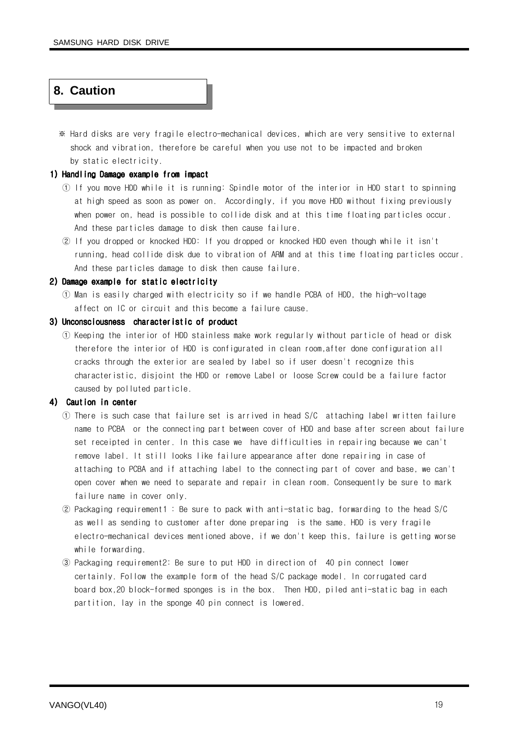# 8. Caution

※ Hard disks are very fragile electro-mechanical devices, which are very sensitive to external shock and vibration, therefore be careful when you use not to be impacted and broken by static electricity.

**1) Handling Damage example from impact**

① If you move HDD while it is running: Spindle motor of the interior in HDD start to spinning at high speed as soon as power on. Accordingly, if you move HDD without fixing previously when power on, head is possible to collide disk and at this time floating particles occur. And these particles damage to disk then cause failure.

② If you dropped or knocked HDD: If you dropped or knocked HDD even though while it isn't running, head collide disk due to vibration of ARM and at this time floating particles occur. And these particles damage to disk then cause failure.

**2) Damage example for static electricity**

① Man is easily charged with electricity so if we handle PCBA of HDD, the high-voltage affect on IC or circuit and this become a failure cause.

**3) Unconsciousness characteristic of product**

① Keeping the interior of HDD stainless make work regularly without particle of head or disk therefore the interior of HDD is configurated in clean room,after done configuration all cracks through the exterior are sealed by label so if user doesn't recognize this characteristic, disjoint the HDD or remove Label or loose Screw could be a failure factor caused by polluted particle.

**4) Caution in center**

① There is such case that failure set is arrived in head S/C attaching label written failure name to PCBA or the connecting part between cover of HDD and base after screen about failure set receipted in center. In this case we have difficulties in repairing because we can't remove label. It still looks like failure appearance after done repairing in case of attaching to PCBA and if attaching label to the connecting part of cover and base, we can't open cover when we need to separate and repair in clean room. Consequently be sure to mark failure name in cover only.

② Packaging requirement1 : Be sure to pack with anti-static bag, forwarding to the head S/C as well as sending to customer after done preparing is the same. HDD is very fragile electro-mechanical devices mentioned above, if we don't keep this, failure is getting worse while forwarding.

③ Packaging requirement2: Be sure to put HDD in direction of 40 pin connect lower certainly. Follow the example form of the head S/C package model. In corrugated card board box,20 block-formed sponges is in the box. Then HDD, piled anti-static bag in each partition, lay in the sponge 40 pin connect is lowered.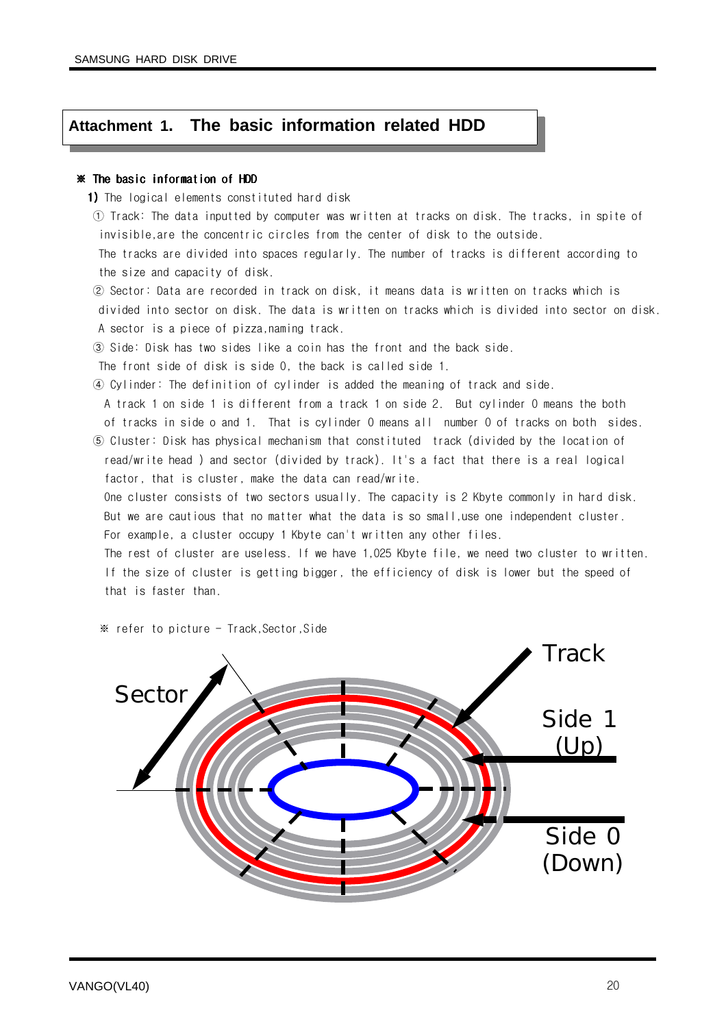## Attachment 1. The basic information related HDD

**※ The basic information of HDD**

**1)** The logical elements constituted hard disk

① Track: The data inputted by computer was written at tracks on disk. The tracks, in spite of invisible,are the concentric circles from the center of disk to the outside.
The tracks are divided into spaces regularly. The number of tracks is different according to the size and capacity of disk.

② Sector: Data are recorded in track on disk, it means data is written on tracks which is divided into sector on disk. The data is written on tracks which is divided into sector on disk. A sector is a piece of pizza,naming track.

③ Side: Disk has two sides like a coin has the front and the back side.
The front side of disk is side 0, the back is called side 1.

④ Cylinder: The definition of cylinder is added the meaning of track and side.
A track 1 on side 1 is different from a track 1 on side 2. But cylinder 0 means the both of tracks in side o and 1. That is cylinder 0 means all number 0 of tracks on both sides.

⑤ Cluster: Disk has physical mechanism that constituted track (divided by the location of read/write head ) and sector (divided by track). It's a fact that there is a real logical factor, that is cluster, make the data can read/write.
One cluster consists of two sectors usually. The capacity is 2 Kbyte commonly in hard disk. But we are cautious that no matter what the data is so small,use one independent cluster. For example, a cluster occupy 1 Kbyte can't written any other files.
The rest of cluster are useless. If we have 1,025 Kbyte file, we need two cluster to written. If the size of cluster is getting bigger, the efficiency of disk is lower but the speed of that is faster than.

※ refer to picture - Track,Sector,Side

Sector

Track

Side 1 (Up)

Side 0 (Down)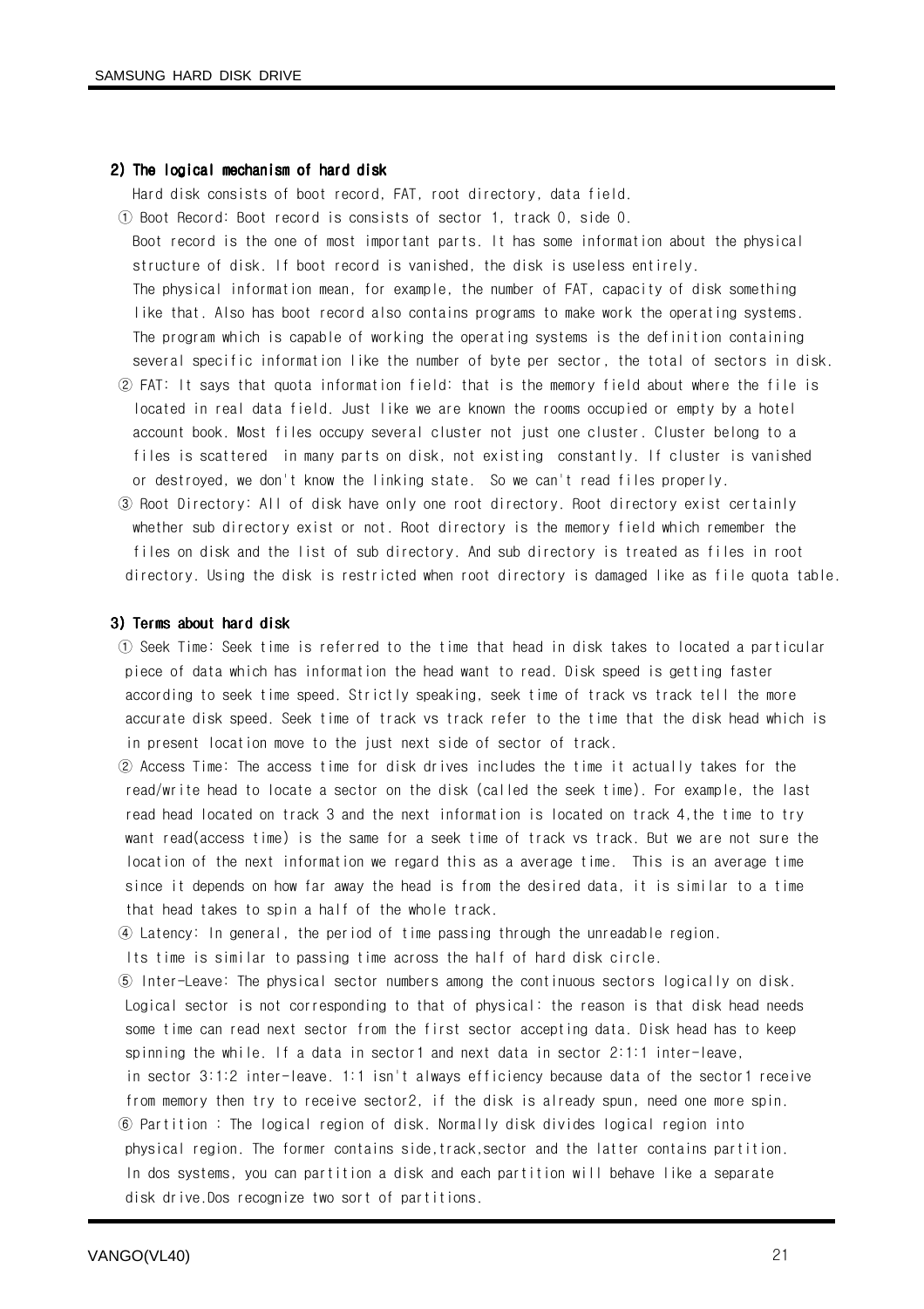### 2) The logical mechanism of hard disk

Hard disk consists of boot record, FAT, root directory, data field.

① Boot Record: Boot record is consists of sector 1, track 0, side 0.
Boot record is the one of most important parts. It has some information about the physical structure of disk. If boot record is vanished, the disk is useless entirely.
The physical information mean, for example, the number of FAT, capacity of disk something like that. Also has boot record also contains programs to make work the operating systems.
The program which is capable of working the operating systems is the definition containing several specific information like the number of byte per sector, the total of sectors in disk.

② FAT: It says that quota information field: that is the memory field about where the file is located in real data field. Just like we are known the rooms occupied or empty by a hotel account book. Most files occupy several cluster not just one cluster. Cluster belong to a files is scattered in many parts on disk, not existing constantly. If cluster is vanished or destroyed, we don't know the linking state. So we can't read files properly.

③ Root Directory: All of disk have only one root directory. Root directory exist certainly whether sub directory exist or not. Root directory is the memory field which remember the files on disk and the list of sub directory. And sub directory is treated as files in root directory. Using the disk is restricted when root directory is damaged like as file quota table.

### 3) Terms about hard disk

① Seek Time: Seek time is referred to the time that head in disk takes to located a particular piece of data which has information the head want to read. Disk speed is getting faster according to seek time speed. Strictly speaking, seek time of track vs track tell the more accurate disk speed. Seek time of track vs track refer to the time that the disk head which is in present location move to the just next side of sector of track.

② Access Time: The access time for disk drives includes the time it actually takes for the read/write head to locate a sector on the disk (called the seek time). For example, the last read head located on track 3 and the next information is located on track 4,the time to try want read(access time) is the same for a seek time of track vs track. But we are not sure the location of the next information we regard this as a average time. This is an average time since it depends on how far away the head is from the desired data, it is similar to a time that head takes to spin a half of the whole track.

④ Latency: In general, the period of time passing through the unreadable region.
Its time is similar to passing time across the half of hard disk circle.

⑤ Inter-Leave: The physical sector numbers among the continuous sectors logically on disk.
Logical sector is not corresponding to that of physical: the reason is that disk head needs some time can read next sector from the first sector accepting data. Disk head has to keep spinning the while. If a data in sector1 and next data in sector 2:1:1 inter-leave, in sector 3:1:2 inter-leave. 1:1 isn't always efficiency because data of the sector1 receive from memory then try to receive sector2, if the disk is already spun, need one more spin.

⑥ Partition : The logical region of disk. Normally disk divides logical region into physical region. The former contains side,track,sector and the latter contains partition.
In dos systems, you can partition a disk and each partition will behave like a separate disk drive.Dos recognize two sort of partitions.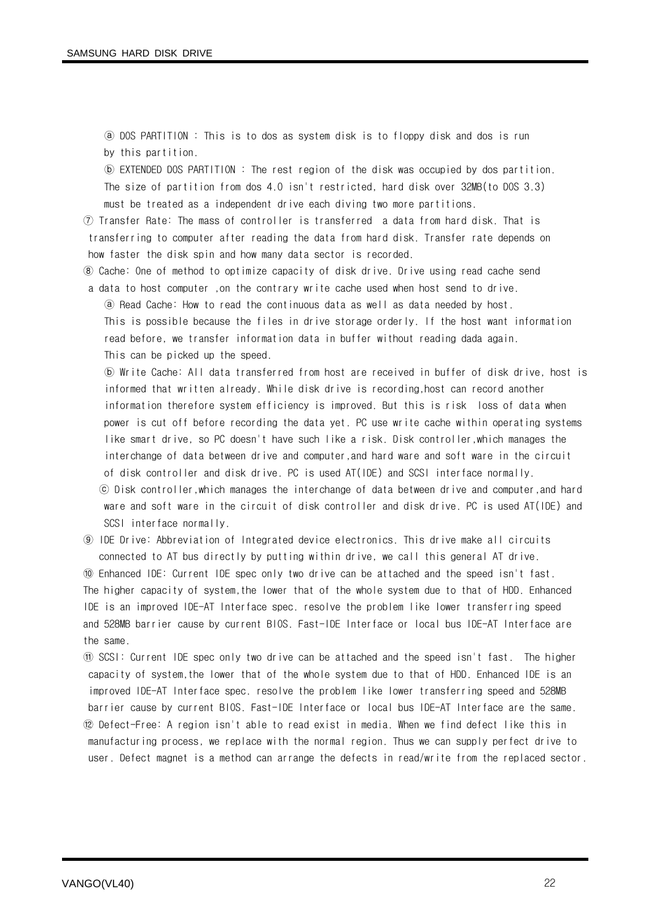ⓐ DOS PARTITION : This is to dos as system disk is to floppy disk and dos is run by this partition.

ⓑ EXTENDED DOS PARTITION : The rest region of the disk was occupied by dos partition. The size of partition from dos 4.0 isn't restricted, hard disk over 32MB(to DOS 3.3) must be treated as a independent drive each diving two more partitions.

⑦ Transfer Rate: The mass of controller is transferred a data from hard disk. That is transferring to computer after reading the data from hard disk. Transfer rate depends on how faster the disk spin and how many data sector is recorded.

⑧ Cache: One of method to optimize capacity of disk drive. Drive using read cache send a data to host computer ,on the contrary write cache used when host send to drive.

ⓐ Read Cache: How to read the continuous data as well as data needed by host. This is possible because the files in drive storage orderly. If the host want information read before, we transfer information data in buffer without reading dada again. This can be picked up the speed.

ⓑ Write Cache: All data transferred from host are received in buffer of disk drive, host is informed that written already. While disk drive is recording,host can record another information therefore system efficiency is improved. But this is risk loss of data when power is cut off before recording the data yet. PC use write cache within operating systems like smart drive, so PC doesn't have such like a risk. Disk controller,which manages the interchange of data between drive and computer,and hard ware and soft ware in the circuit of disk controller and disk drive. PC is used AT(IDE) and SCSI interface normally.

ⓒ Disk controller,which manages the interchange of data between drive and computer,and hard ware and soft ware in the circuit of disk controller and disk drive. PC is used AT(IDE) and SCSI interface normally.

⑨ IDE Drive: Abbreviation of Integrated device electronics. This drive make all circuits connected to AT bus directly by putting within drive, we call this general AT drive.

⑩ Enhanced IDE: Current IDE spec only two drive can be attached and the speed isn't fast. The higher capacity of system,the lower that of the whole system due to that of HDD. Enhanced IDE is an improved IDE-AT Interface spec. resolve the problem like lower transferring speed and 528MB barrier cause by current BIOS. Fast-IDE Interface or local bus IDE-AT Interface are the same.

⑪ SCSI: Current IDE spec only two drive can be attached and the speed isn't fast. The higher capacity of system,the lower that of the whole system due to that of HDD. Enhanced IDE is an improved IDE-AT Interface spec. resolve the problem like lower transferring speed and 528MB barrier cause by current BIOS. Fast-IDE Interface or local bus IDE-AT Interface are the same.

⑫ Defect-Free: A region isn't able to read exist in media. When we find defect like this in manufacturing process, we replace with the normal region. Thus we can supply perfect drive to user. Defect magnet is a method can arrange the defects in read/write from the replaced sector.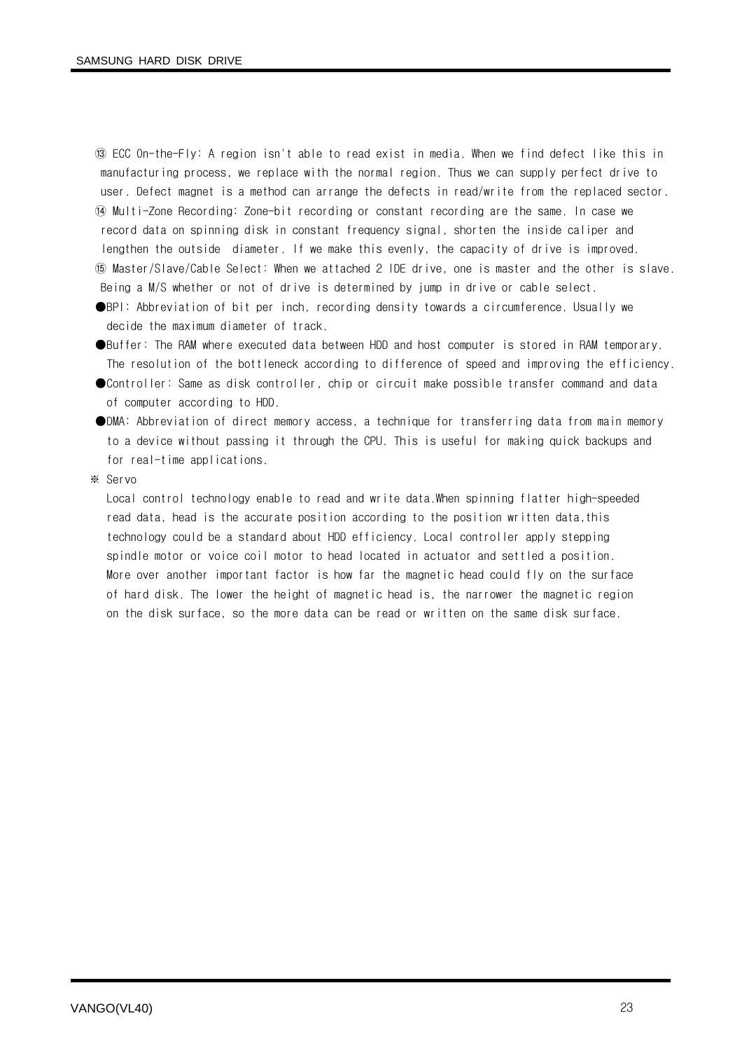⑬ ECC On-the-Fly: A region isn't able to read exist in media. When we find defect like this in manufacturing process, we replace with the normal region. Thus we can supply perfect drive to user. Defect magnet is a method can arrange the defects in read/write from the replaced sector.

⑭ Multi-Zone Recording: Zone-bit recording or constant recording are the same. In case we record data on spinning disk in constant frequency signal, shorten the inside caliper and lengthen the outside diameter. If we make this evenly, the capacity of drive is improved.

⑮ Master/Slave/Cable Select: When we attached 2 IDE drive, one is master and the other is slave. Being a M/S whether or not of drive is determined by jump in drive or cable select.

- BPI: Abbreviation of bit per inch, recording density towards a circumference. Usually we decide the maximum diameter of track.
- Buffer: The RAM where executed data between HDD and host computer is stored in RAM temporary. The resolution of the bottleneck according to difference of speed and improving the efficiency.
- Controller: Same as disk controller, chip or circuit make possible transfer command and data of computer according to HDD.
- DMA: Abbreviation of direct memory access, a technique for transferring data from main memory to a device without passing it through the CPU. This is useful for making quick backups and for real-time applications.

※ Servo

Local control technology enable to read and write data.When spinning flatter high-speeded read data, head is the accurate position according to the position written data,this technology could be a standard about HDD efficiency. Local controller apply stepping spindle motor or voice coil motor to head located in actuator and settled a position. More over another important factor is how far the magnetic head could fly on the surface of hard disk. The lower the height of magnetic head is, the narrower the magnetic region on the disk surface, so the more data can be read or written on the same disk surface.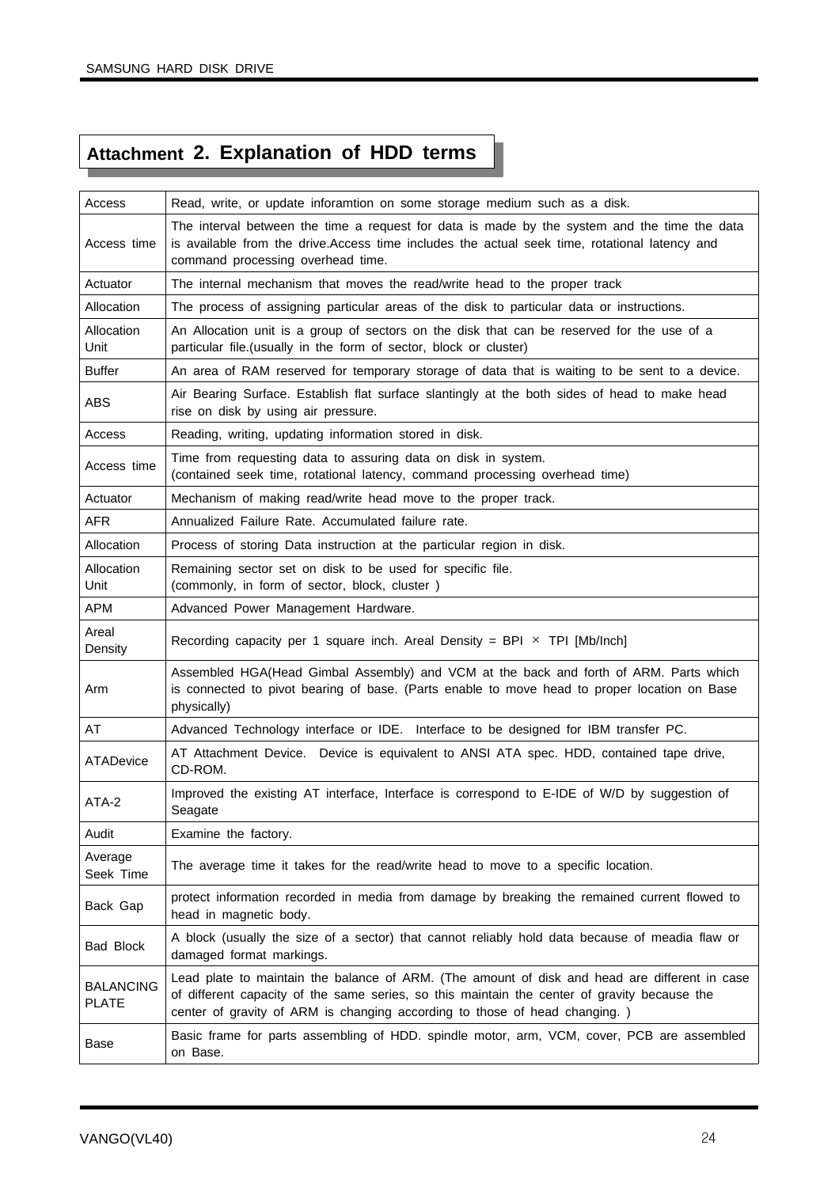## Attachment 2. Explanation of HDD terms

| | |
|---|---|
| Access | Read, write, or update inforamtion on some storage medium such as a disk. |
| Access time | The interval between the time a request for data is made by the system and the time the data is available from the drive.Access time includes the actual seek time, rotational latency and command processing overhead time. |
| Actuator | The internal mechanism that moves the read/write head to the proper track |
| Allocation | The process of assigning particular areas of the disk to particular data or instructions. |
| Allocation Unit | An Allocation unit is a group of sectors on the disk that can be reserved for the use of a particular file.(usually in the form of sector, block or cluster) |
| Buffer | An area of RAM reserved for temporary storage of data that is waiting to be sent to a device. |
| ABS | Air Bearing Surface. Establish flat surface slantingly at the both sides of head to make head rise on disk by using air pressure. |
| Access | Reading, writing, updating information stored in disk. |
| Access time | Time from requesting data to assuring data on disk in system. (contained seek time, rotational latency, command processing overhead time) |
| Actuator | Mechanism of making read/write head move to the proper track. |
| AFR | Annualized Failure Rate. Accumulated failure rate. |
| Allocation | Process of storing Data instruction at the particular region in disk. |
| Allocation Unit | Remaining sector set on disk to be used for specific file. (commonly, in form of sector, block, cluster ) |
| APM | Advanced Power Management Hardware. |
| Areal Density | Recording capacity per 1 square inch. Areal Density = BPI × TPI [Mb/Inch] |
| Arm | Assembled HGA(Head Gimbal Assembly) and VCM at the back and forth of ARM. Parts which is connected to pivot bearing of base. (Parts enable to move head to proper location on Base physically) |
| AT | Advanced Technology interface or IDE. Interface to be designed for IBM transfer PC. |
| ATADevice | AT Attachment Device. Device is equivalent to ANSI ATA spec. HDD, contained tape drive, CD-ROM. |
| ATA-2 | Improved the existing AT interface, Interface is correspond to E-IDE of W/D by suggestion of Seagate |
| Audit | Examine the factory. |
| Average Seek Time | The average time it takes for the read/write head to move to a specific location. |
| Back Gap | protect information recorded in media from damage by breaking the remained current flowed to head in magnetic body. |
| Bad Block | A block (usually the size of a sector) that cannot reliably hold data because of meadia flaw or damaged format markings. |
| BALANCING PLATE | Lead plate to maintain the balance of ARM. (The amount of disk and head are different in case of different capacity of the same series, so this maintain the center of gravity because the center of gravity of ARM is changing according to those of head changing. ) |
| Base | Basic frame for parts assembling of HDD. spindle motor, arm, VCM, cover, PCB are assembled on Base. |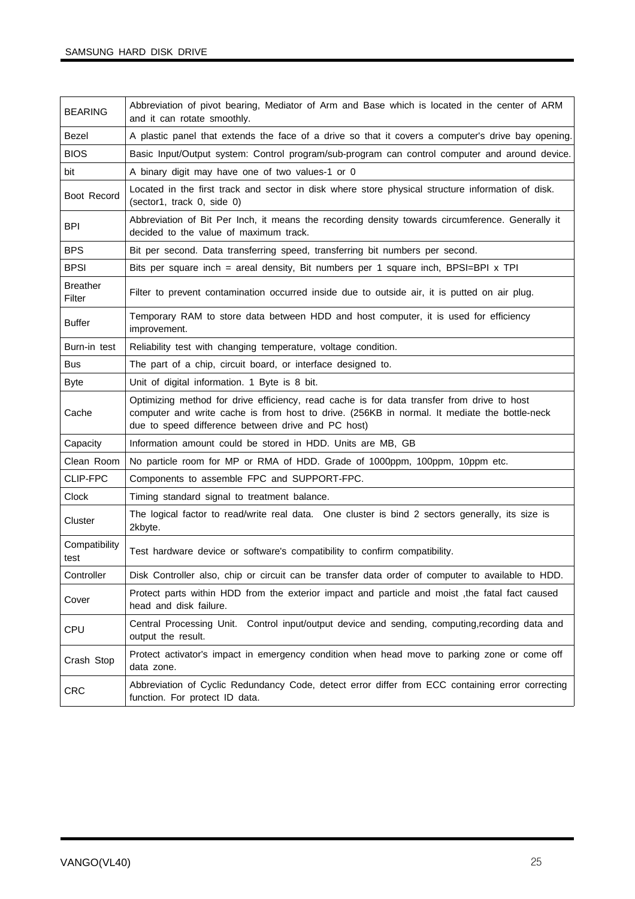| | |
|---|---|
| BEARING | Abbreviation of pivot bearing, Mediator of Arm and Base which is located in the center of ARM and it can rotate smoothly. |
| Bezel | A plastic panel that extends the face of a drive so that it covers a computer's drive bay opening. |
| BIOS | Basic Input/Output system: Control program/sub-program can control computer and around device. |
| bit | A binary digit may have one of two values-1 or 0 |
| Boot Record | Located in the first track and sector in disk where store physical structure information of disk. (sector1, track 0, side 0) |
| BPI | Abbreviation of Bit Per Inch, it means the recording density towards circumference. Generally it decided to the value of maximum track. |
| BPS | Bit per second. Data transferring speed, transferring bit numbers per second. |
| BPSI | Bits per square inch = areal density, Bit numbers per 1 square inch, BPSI=BPI x TPI |
| Breather Filter | Filter to prevent contamination occurred inside due to outside air, it is putted on air plug. |
| Buffer | Temporary RAM to store data between HDD and host computer, it is used for efficiency improvement. |
| Burn-in test | Reliability test with changing temperature, voltage condition. |
| Bus | The part of a chip, circuit board, or interface designed to. |
| Byte | Unit of digital information. 1 Byte is 8 bit. |
| Cache | Optimizing method for drive efficiency, read cache is for data transfer from drive to host computer and write cache is from host to drive. (256KB in normal. It mediate the bottle-neck due to speed difference between drive and PC host) |
| Capacity | Information amount could be stored in HDD. Units are MB, GB |
| Clean Room | No particle room for MP or RMA of HDD. Grade of 1000ppm, 100ppm, 10ppm etc. |
| CLIP-FPC | Components to assemble FPC and SUPPORT-FPC. |
| Clock | Timing standard signal to treatment balance. |
| Cluster | The logical factor to read/write real data. One cluster is bind 2 sectors generally, its size is 2kbyte. |
| Compatibility test | Test hardware device or software's compatibility to confirm compatibility. |
| Controller | Disk Controller also, chip or circuit can be transfer data order of computer to available to HDD. |
| Cover | Protect parts within HDD from the exterior impact and particle and moist ,the fatal fact caused head and disk failure. |
| CPU | Central Processing Unit. Control input/output device and sending, computing,recording data and output the result. |
| Crash Stop | Protect activator's impact in emergency condition when head move to parking zone or come off data zone. |
| CRC | Abbreviation of Cyclic Redundancy Code, detect error differ from ECC containing error correcting function. For protect ID data. |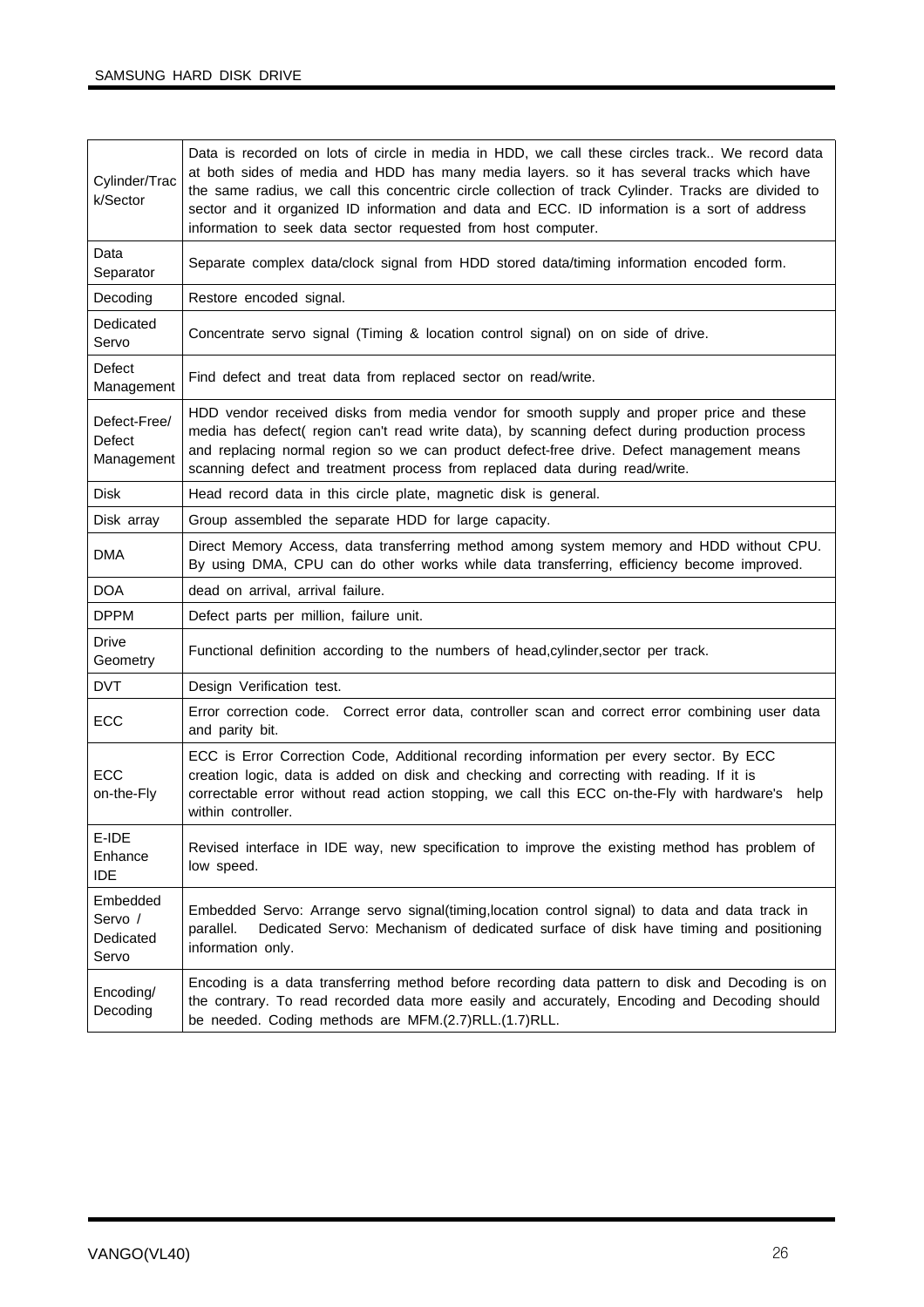| | |
|---|---|
| Cylinder/Track/Sector | Data is recorded on lots of circle in media in HDD, we call these circles track.. We record data at both sides of media and HDD has many media layers. so it has several tracks which have the same radius, we call this concentric circle collection of track Cylinder. Tracks are divided to sector and it organized ID information and data and ECC. ID information is a sort of address information to seek data sector requested from host computer. |
| Data Separator | Separate complex data/clock signal from HDD stored data/timing information encoded form. |
| Decoding | Restore encoded signal. |
| Dedicated Servo | Concentrate servo signal (Timing & location control signal) on on side of drive. |
| Defect Management | Find defect and treat data from replaced sector on read/write. |
| Defect-Free/ Defect Management | HDD vendor received disks from media vendor for smooth supply and proper price and these media has defect( region can't read write data), by scanning defect during production process and replacing normal region so we can product defect-free drive. Defect management means scanning defect and treatment process from replaced data during read/write. |
| Disk | Head record data in this circle plate, magnetic disk is general. |
| Disk array | Group assembled the separate HDD for large capacity. |
| DMA | Direct Memory Access, data transferring method among system memory and HDD without CPU. By using DMA, CPU can do other works while data transferring, efficiency become improved. |
| DOA | dead on arrival, arrival failure. |
| DPPM | Defect parts per million, failure unit. |
| Drive Geometry | Functional definition according to the numbers of head,cylinder,sector per track. |
| DVT | Design Verification test. |
| ECC | Error correction code. Correct error data, controller scan and correct error combining user data and parity bit. |
| ECC on-the-Fly | ECC is Error Correction Code, Additional recording information per every sector. By ECC creation logic, data is added on disk and checking and correcting with reading. If it is correctable error without read action stopping, we call this ECC on-the-Fly with hardware's help within controller. |
| E-IDE Enhance IDE | Revised interface in IDE way, new specification to improve the existing method has problem of low speed. |
| Embedded Servo / Dedicated Servo | Embedded Servo: Arrange servo signal(timing,location control signal) to data and data track in parallel. Dedicated Servo: Mechanism of dedicated surface of disk have timing and positioning information only. |
| Encoding/ Decoding | Encoding is a data transferring method before recording data pattern to disk and Decoding is on the contrary. To read recorded data more easily and accurately, Encoding and Decoding should be needed. Coding methods are MFM.(2.7)RLL.(1.7)RLL. |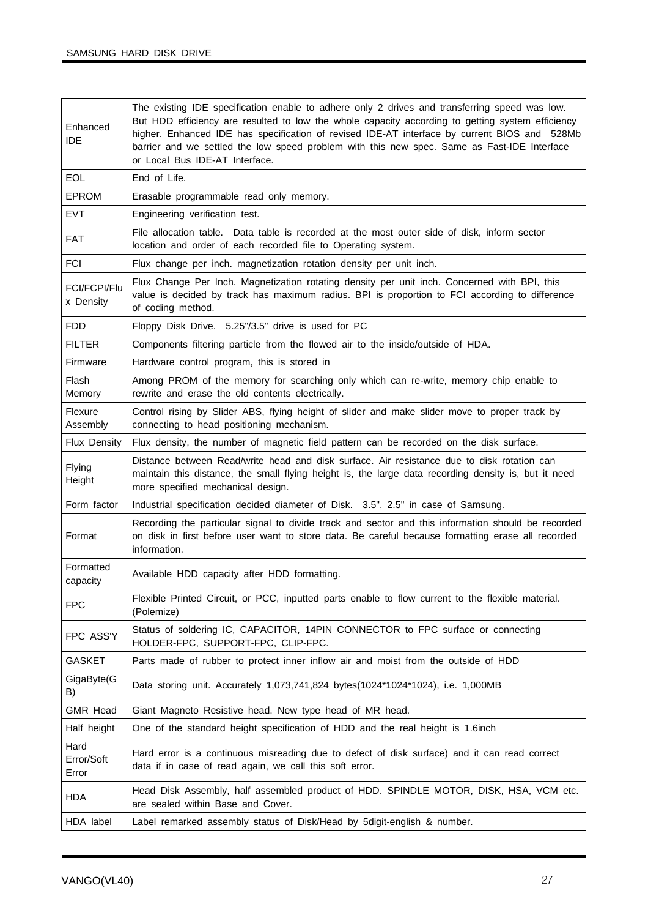| | |
|---|---|
| Enhanced IDE | The existing IDE specification enable to adhere only 2 drives and transferring speed was low. But HDD efficiency are resulted to low the whole capacity according to getting system efficiency higher. Enhanced IDE has specification of revised IDE-AT interface by current BIOS and 528Mb barrier and we settled the low speed problem with this new spec. Same as Fast-IDE Interface or Local Bus IDE-AT Interface. |
| EOL | End of Life. |
| EPROM | Erasable programmable read only memory. |
| EVT | Engineering verification test. |
| FAT | File allocation table. Data table is recorded at the most outer side of disk, inform sector location and order of each recorded file to Operating system. |
| FCI | Flux change per inch. magnetization rotation density per unit inch. |
| FCI/FCPI/Flux Density | Flux Change Per Inch. Magnetization rotating density per unit inch. Concerned with BPI, this value is decided by track has maximum radius. BPI is proportion to FCI according to difference of coding method. |
| FDD | Floppy Disk Drive. 5.25"/3.5" drive is used for PC |
| FILTER | Components filtering particle from the flowed air to the inside/outside of HDA. |
| Firmware | Hardware control program, this is stored in |
| Flash Memory | Among PROM of the memory for searching only which can re-write, memory chip enable to rewrite and erase the old contents electrically. |
| Flexure Assembly | Control rising by Slider ABS, flying height of slider and make slider move to proper track by connecting to head positioning mechanism. |
| Flux Density | Flux density, the number of magnetic field pattern can be recorded on the disk surface. |
| Flying Height | Distance between Read/write head and disk surface. Air resistance due to disk rotation can maintain this distance, the small flying height is, the large data recording density is, but it need more specified mechanical design. |
| Form factor | Industrial specification decided diameter of Disk. 3.5", 2.5" in case of Samsung. |
| Format | Recording the particular signal to divide track and sector and this information should be recorded on disk in first before user want to store data. Be careful because formatting erase all recorded information. |
| Formatted capacity | Available HDD capacity after HDD formatting. |
| FPC | Flexible Printed Circuit, or PCC, inputted parts enable to flow current to the flexible material. (Polemize) |
| FPC ASS'Y | Status of soldering IC, CAPACITOR, 14PIN CONNECTOR to FPC surface or connecting HOLDER-FPC, SUPPORT-FPC, CLIP-FPC. |
| GASKET | Parts made of rubber to protect inner inflow air and moist from the outside of HDD |
| GigaByte(GB) | Data storing unit. Accurately 1,073,741,824 bytes(1024*1024*1024), i.e. 1,000MB |
| GMR Head | Giant Magneto Resistive head. New type head of MR head. |
| Half height | One of the standard height specification of HDD and the real height is 1.6inch |
| Hard Error/Soft Error | Hard error is a continuous misreading due to defect of disk surface) and it can read correct data if in case of read again, we call this soft error. |
| HDA | Head Disk Assembly, half assembled product of HDD. SPINDLE MOTOR, DISK, HSA, VCM etc. are sealed within Base and Cover. |
| HDA label | Label remarked assembly status of Disk/Head by 5digit-english & number. |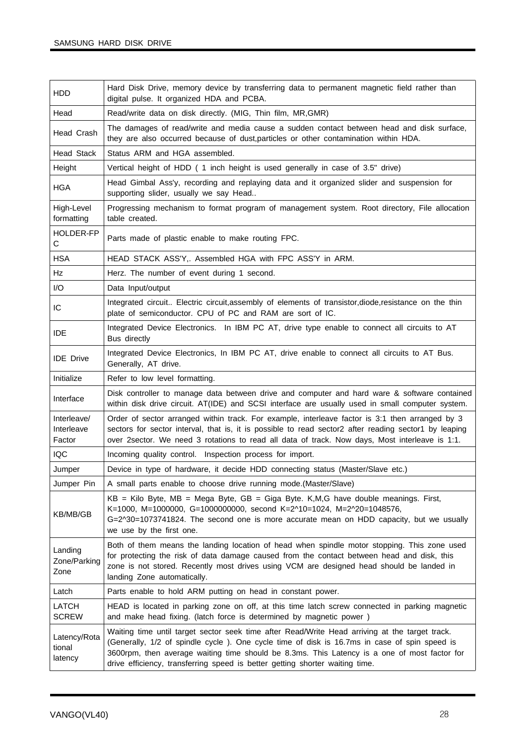| | |
|---|---|
| HDD | Hard Disk Drive, memory device by transferring data to permanent magnetic field rather than digital pulse. It organized HDA and PCBA. |
| Head | Read/write data on disk directly. (MIG, Thin film, MR,GMR) |
| Head Crash | The damages of read/write and media cause a sudden contact between head and disk surface, they are also occurred because of dust,particles or other contamination within HDA. |
| Head Stack | Status ARM and HGA assembled. |
| Height | Vertical height of HDD ( 1 inch height is used generally in case of 3.5" drive) |
| HGA | Head Gimbal Ass'y, recording and replaying data and it organized slider and suspension for supporting slider, usually we say Head.. |
| High-Level formatting | Progressing mechanism to format program of management system. Root directory, File allocation table created. |
| HOLDER-FPC | Parts made of plastic enable to make routing FPC. |
| HSA | HEAD STACK ASS'Y,. Assembled HGA with FPC ASS'Y in ARM. |
| Hz | Herz. The number of event during 1 second. |
| I/O | Data Input/output |
| IC | Integrated circuit.. Electric circuit,assembly of elements of transistor,diode,resistance on the thin plate of semiconductor. CPU of PC and RAM are sort of IC. |
| IDE | Integrated Device Electronics. In IBM PC AT, drive type enable to connect all circuits to AT Bus directly |
| IDE Drive | Integrated Device Electronics, In IBM PC AT, drive enable to connect all circuits to AT Bus. Generally, AT drive. |
| Initialize | Refer to low level formatting. |
| Interface | Disk controller to manage data between drive and computer and hard ware & software contained within disk drive circuit. AT(IDE) and SCSI interface are usually used in small computer system. |
| Interleave/ Interleave Factor | Order of sector arranged within track. For example, interleave factor is 3:1 then arranged by 3 sectors for sector interval, that is, it is possible to read sector2 after reading sector1 by leaping over 2sector. We need 3 rotations to read all data of track. Now days, Most interleave is 1:1. |
| IQC | Incoming quality control. Inspection process for import. |
| Jumper | Device in type of hardware, it decide HDD connecting status (Master/Slave etc.) |
| Jumper Pin | A small parts enable to choose drive running mode.(Master/Slave) |
| KB/MB/GB | KB = Kilo Byte, MB = Mega Byte, GB = Giga Byte. K,M,G have double meanings. First, K=1000, M=1000000, G=1000000000, second K=2^10=1024, M=2^20=1048576, G=2^30=1073741824. The second one is more accurate mean on HDD capacity, but we usually we use by the first one. |
| Landing Zone/Parking Zone | Both of them means the landing location of head when spindle motor stopping. This zone used for protecting the risk of data damage caused from the contact between head and disk, this zone is not stored. Recently most drives using VCM are designed head should be landed in landing Zone automatically. |
| Latch | Parts enable to hold ARM putting on head in constant power. |
| LATCH SCREW | HEAD is located in parking zone on off, at this time latch screw connected in parking magnetic and make head fixing. (latch force is determined by magnetic power ) |
| Latency/Rotational latency | Waiting time until target sector seek time after Read/Write Head arriving at the target track. (Generally, 1/2 of spindle cycle ). One cycle time of disk is 16.7ms in case of spin speed is 3600rpm, then average waiting time should be 8.3ms. This Latency is a one of most factor for drive efficiency, transferring speed is better getting shorter waiting time. |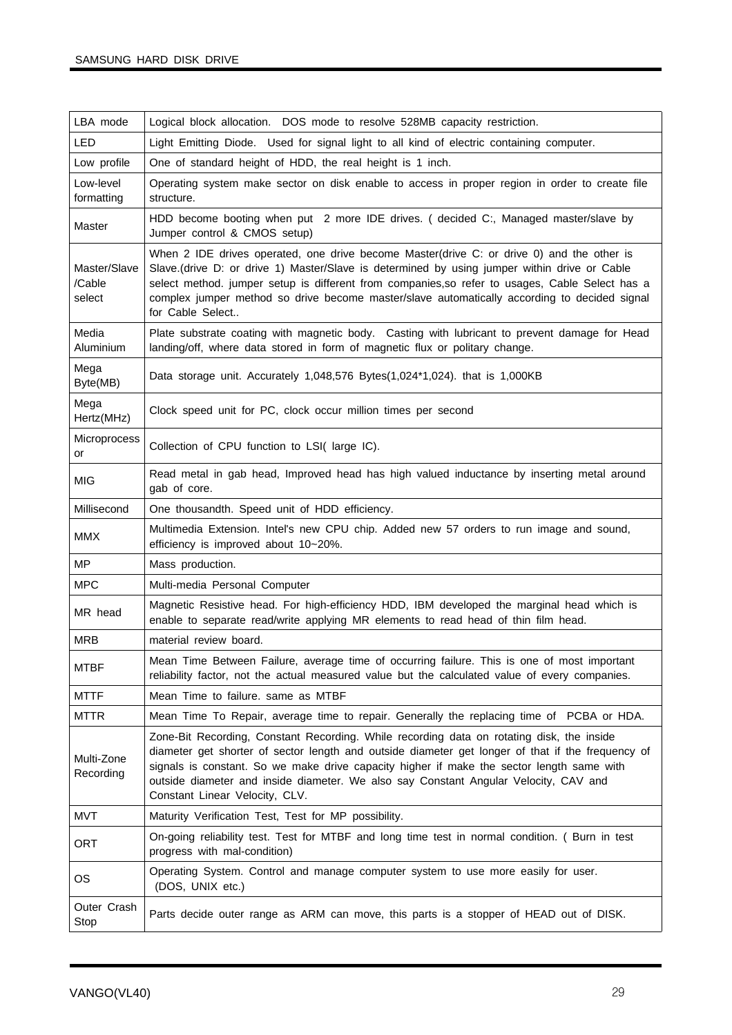| | |
|---|---|
| LBA mode | Logical block allocation. DOS mode to resolve 528MB capacity restriction. |
| LED | Light Emitting Diode. Used for signal light to all kind of electric containing computer. |
| Low profile | One of standard height of HDD, the real height is 1 inch. |
| Low-level formatting | Operating system make sector on disk enable to access in proper region in order to create file structure. |
| Master | HDD become booting when put 2 more IDE drives. ( decided C:, Managed master/slave by Jumper control & CMOS setup) |
| Master/Slave /Cable select | When 2 IDE drives operated, one drive become Master(drive C: or drive 0) and the other is Slave.(drive D: or drive 1) Master/Slave is determined by using jumper within drive or Cable select method. jumper setup is different from companies,so refer to usages, Cable Select has a complex jumper method so drive become master/slave automatically according to decided signal for Cable Select.. |
| Media Aluminium | Plate substrate coating with magnetic body. Casting with lubricant to prevent damage for Head landing/off, where data stored in form of magnetic flux or politary change. |
| Mega Byte(MB) | Data storage unit. Accurately 1,048,576 Bytes(1,024*1,024). that is 1,000KB |
| Mega Hertz(MHz) | Clock speed unit for PC, clock occur million times per second |
| Microprocessor | Collection of CPU function to LSI( large IC). |
| MIG | Read metal in gab head, Improved head has high valued inductance by inserting metal around gab of core. |
| Millisecond | One thousandth. Speed unit of HDD efficiency. |
| MMX | Multimedia Extension. Intel's new CPU chip. Added new 57 orders to run image and sound, efficiency is improved about 10~20%. |
| MP | Mass production. |
| MPC | Multi-media Personal Computer |
| MR head | Magnetic Resistive head. For high-efficiency HDD, IBM developed the marginal head which is enable to separate read/write applying MR elements to read head of thin film head. |
| MRB | material review board. |
| MTBF | Mean Time Between Failure, average time of occurring failure. This is one of most important reliability factor, not the actual measured value but the calculated value of every companies. |
| MTTF | Mean Time to failure. same as MTBF |
| MTTR | Mean Time To Repair, average time to repair. Generally the replacing time of PCBA or HDA. |
| Multi-Zone Recording | Zone-Bit Recording, Constant Recording. While recording data on rotating disk, the inside diameter get shorter of sector length and outside diameter get longer of that if the frequency of signals is constant. So we make drive capacity higher if make the sector length same with outside diameter and inside diameter. We also say Constant Angular Velocity, CAV and Constant Linear Velocity, CLV. |
| MVT | Maturity Verification Test, Test for MP possibility. |
| ORT | On-going reliability test. Test for MTBF and long time test in normal condition. ( Burn in test progress with mal-condition) |
| OS | Operating System. Control and manage computer system to use more easily for user. (DOS, UNIX etc.) |
| Outer Crash Stop | Parts decide outer range as ARM can move, this parts is a stopper of HEAD out of DISK. |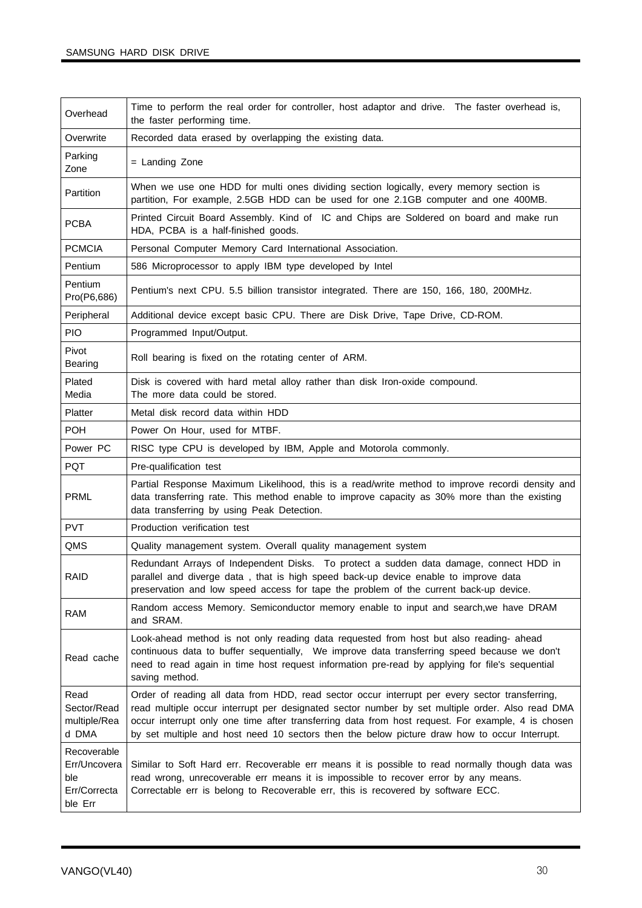| | |
|---|---|
| Overhead | Time to perform the real order for controller, host adaptor and drive. The faster overhead is, the faster performing time. |
| Overwrite | Recorded data erased by overlapping the existing data. |
| Parking Zone | = Landing Zone |
| Partition | When we use one HDD for multi ones dividing section logically, every memory section is partition, For example, 2.5GB HDD can be used for one 2.1GB computer and one 400MB. |
| PCBA | Printed Circuit Board Assembly. Kind of IC and Chips are Soldered on board and make run HDA, PCBA is a half-finished goods. |
| PCMCIA | Personal Computer Memory Card International Association. |
| Pentium | 586 Microprocessor to apply IBM type developed by Intel |
| Pentium Pro(P6,686) | Pentium's next CPU. 5.5 billion transistor integrated. There are 150, 166, 180, 200MHz. |
| Peripheral | Additional device except basic CPU. There are Disk Drive, Tape Drive, CD-ROM. |
| PIO | Programmed Input/Output. |
| Pivot Bearing | Roll bearing is fixed on the rotating center of ARM. |
| Plated Media | Disk is covered with hard metal alloy rather than disk Iron-oxide compound.<br>The more data could be stored. |
| Platter | Metal disk record data within HDD |
| POH | Power On Hour, used for MTBF. |
| Power PC | RISC type CPU is developed by IBM, Apple and Motorola commonly. |
| PQT | Pre-qualification test |
| PRML | Partial Response Maximum Likelihood, this is a read/write method to improve recordi density and data transferring rate. This method enable to improve capacity as 30% more than the existing data transferring by using Peak Detection. |
| PVT | Production verification test |
| QMS | Quality management system. Overall quality management system |
| RAID | Redundant Arrays of Independent Disks. To protect a sudden data damage, connect HDD in parallel and diverge data , that is high speed back-up device enable to improve data preservation and low speed access for tape the problem of the current back-up device. |
| RAM | Random access Memory. Semiconductor memory enable to input and search,we have DRAM and SRAM. |
| Read cache | Look-ahead method is not only reading data requested from host but also reading- ahead continuous data to buffer sequentially, We improve data transferring speed because we don't need to read again in time host request information pre-read by applying for file's sequential saving method. |
| Read Sector/Read multiple/Read DMA | Order of reading all data from HDD, read sector occur interrupt per every sector transferring, read multiple occur interrupt per designated sector number by set multiple order. Also read DMA occur interrupt only one time after transferring data from host request. For example, 4 is chosen by set multiple and host need 10 sectors then the below picture draw how to occur Interrupt. |
| Recoverable Err/Uncoverable Err/Correctable Err | Similar to Soft Hard err. Recoverable err means it is possible to read normally though data was read wrong, unrecoverable err means it is impossible to recover error by any means.<br>Correctable err is belong to Recoverable err, this is recovered by software ECC. |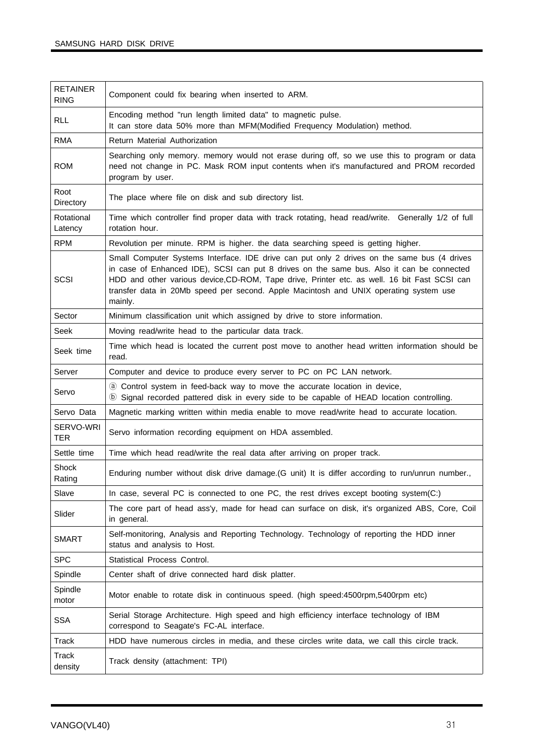| | |
|---|---|
| RETAINER RING | Component could fix bearing when inserted to ARM. |
| RLL | Encoding method "run length limited data" to magnetic pulse.<br>It can store data 50% more than MFM(Modified Frequency Modulation) method. |
| RMA | Return Material Authorization |
| ROM | Searching only memory. memory would not erase during off, so we use this to program or data need not change in PC. Mask ROM input contents when it's manufactured and PROM recorded program by user. |
| Root Directory | The place where file on disk and sub directory list. |
| Rotational Latency | Time which controller find proper data with track rotating, head read/write. Generally 1/2 of full rotation hour. |
| RPM | Revolution per minute. RPM is higher. the data searching speed is getting higher. |
| SCSI | Small Computer Systems Interface. IDE drive can put only 2 drives on the same bus (4 drives in case of Enhanced IDE), SCSI can put 8 drives on the same bus. Also it can be connected HDD and other various device,CD-ROM, Tape drive, Printer etc. as well. 16 bit Fast SCSI can transfer data in 20Mb speed per second. Apple Macintosh and UNIX operating system use mainly. |
| Sector | Minimum classification unit which assigned by drive to store information. |
| Seek | Moving read/write head to the particular data track. |
| Seek time | Time which head is located the current post move to another head written information should be read. |
| Server | Computer and device to produce every server to PC on PC LAN network. |
| Servo | ⓐ Control system in feed-back way to move the accurate location in device,<br>ⓑ Signal recorded pattered disk in every side to be capable of HEAD location controlling. |
| Servo Data | Magnetic marking written within media enable to move read/write head to accurate location. |
| SERVO-WRITER | Servo information recording equipment on HDA assembled. |
| Settle time | Time which head read/write the real data after arriving on proper track. |
| Shock Rating | Enduring number without disk drive damage.(G unit) It is differ according to run/unrun number., |
| Slave | In case, several PC is connected to one PC, the rest drives except booting system(C:) |
| Slider | The core part of head ass'y, made for head can surface on disk, it's organized ABS, Core, Coil in general. |
| SMART | Self-monitoring, Analysis and Reporting Technology. Technology of reporting the HDD inner status and analysis to Host. |
| SPC | Statistical Process Control. |
| Spindle | Center shaft of drive connected hard disk platter. |
| Spindle motor | Motor enable to rotate disk in continuous speed. (high speed:4500rpm,5400rpm etc) |
| SSA | Serial Storage Architecture. High speed and high efficiency interface technology of IBM correspond to Seagate's FC-AL interface. |
| Track | HDD have numerous circles in media, and these circles write data, we call this circle track. |
| Track density | Track density (attachment: TPI) |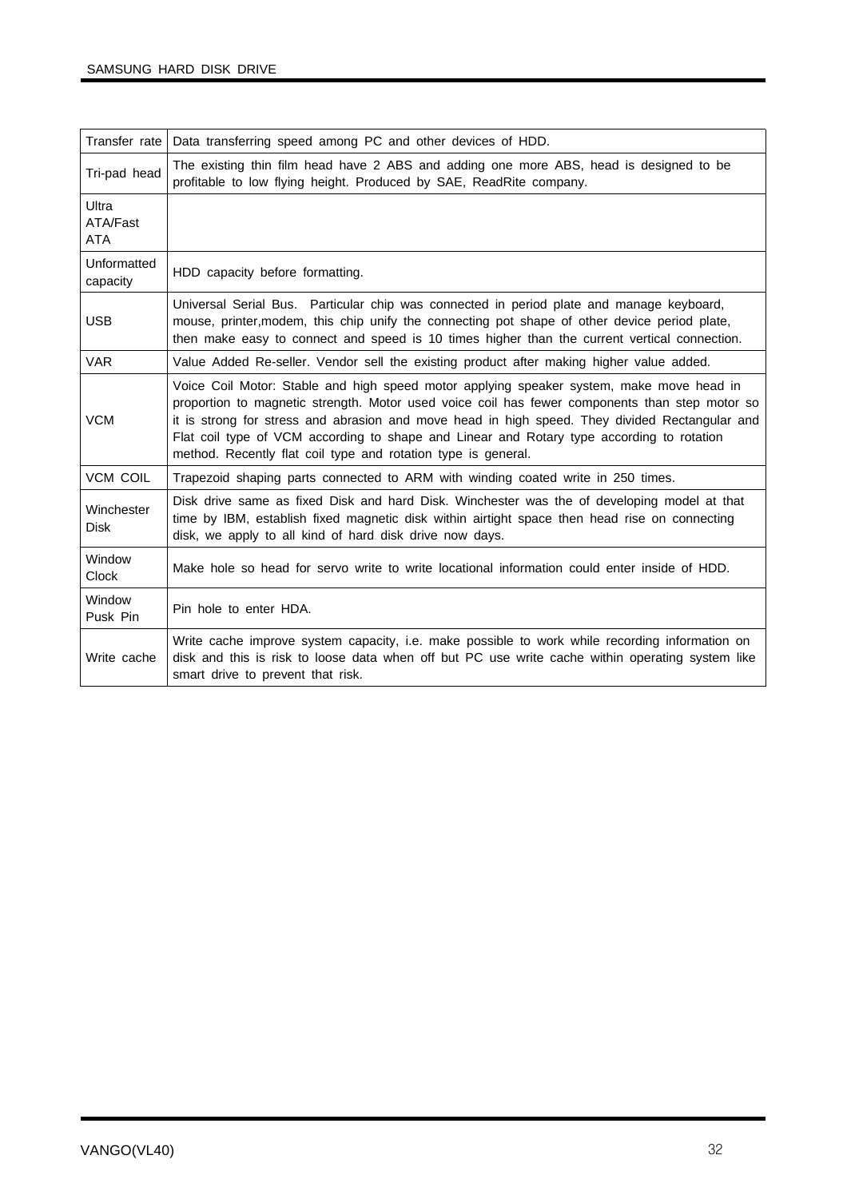| | |
|---|---|
| Transfer rate | Data transferring speed among PC and other devices of HDD. |
| Tri-pad head | The existing thin film head have 2 ABS and adding one more ABS, head is designed to be profitable to low flying height. Produced by SAE, ReadRite company. |
| Ultra ATA/Fast ATA | |
| Unformatted capacity | HDD capacity before formatting. |
| USB | Universal Serial Bus. Particular chip was connected in period plate and manage keyboard, mouse, printer,modem, this chip unify the connecting pot shape of other device period plate, then make easy to connect and speed is 10 times higher than the current vertical connection. |
| VAR | Value Added Re-seller. Vendor sell the existing product after making higher value added. |
| VCM | Voice Coil Motor: Stable and high speed motor applying speaker system, make move head in proportion to magnetic strength. Motor used voice coil has fewer components than step motor so it is strong for stress and abrasion and move head in high speed. They divided Rectangular and Flat coil type of VCM according to shape and Linear and Rotary type according to rotation method. Recently flat coil type and rotation type is general. |
| VCM COIL | Trapezoid shaping parts connected to ARM with winding coated write in 250 times. |
| Winchester Disk | Disk drive same as fixed Disk and hard Disk. Winchester was the of developing model at that time by IBM, establish fixed magnetic disk within airtight space then head rise on connecting disk, we apply to all kind of hard disk drive now days. |
| Window Clock | Make hole so head for servo write to write locational information could enter inside of HDD. |
| Window Pusk Pin | Pin hole to enter HDA. |
| Write cache | Write cache improve system capacity, i.e. make possible to work while recording information on disk and this is risk to loose data when off but PC use write cache within operating system like smart drive to prevent that risk. |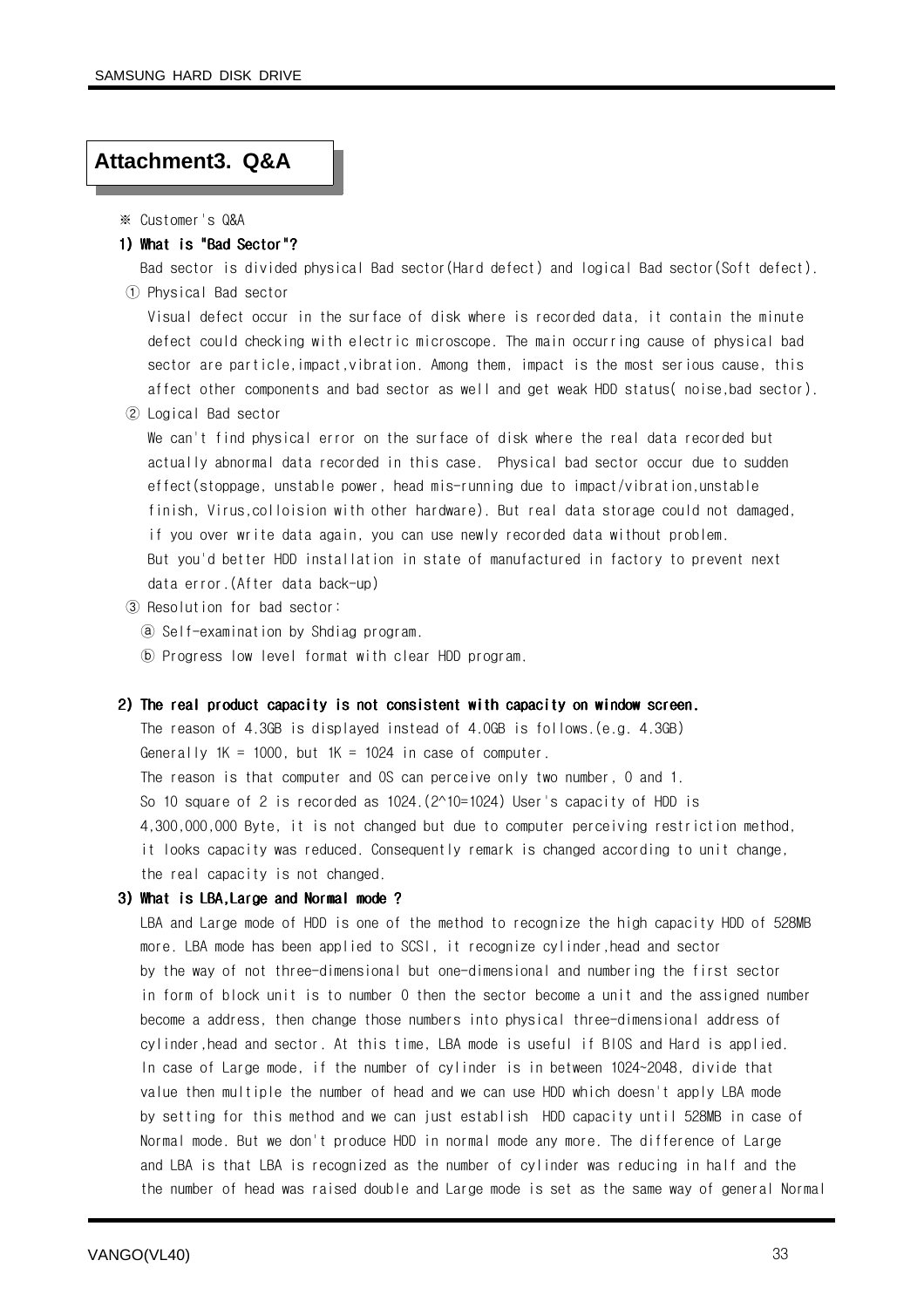# Attachment3. Q&A

※ Customer's Q&A

**1) What is "Bad Sector"?**

Bad sector is divided physical Bad sector(Hard defect) and logical Bad sector(Soft defect).

① Physical Bad sector

Visual defect occur in the surface of disk where is recorded data, it contain the minute defect could checking with electric microscope. The main occurring cause of physical bad sector are particle,impact,vibration. Among them, impact is the most serious cause, this affect other components and bad sector as well and get weak HDD status( noise,bad sector).

② Logical Bad sector

We can't find physical error on the surface of disk where the real data recorded but actually abnormal data recorded in this case. Physical bad sector occur due to sudden effect(stoppage, unstable power, head mis-running due to impact/vibration,unstable finish, Virus,colloision with other hardware). But real data storage could not damaged, if you over write data again, you can use newly recorded data without problem. But you'd better HDD installation in state of manufactured in factory to prevent next data error.(After data back-up)

③ Resolution for bad sector:

ⓐ Self-examination by Shdiag program.

ⓑ Progress low level format with clear HDD program.

**2) The real product capacity is not consistent with capacity on window screen.**

The reason of 4.3GB is displayed instead of 4.0GB is follows.(e.g. 4.3GB)
Generally 1K = 1000, but 1K = 1024 in case of computer.
The reason is that computer and OS can perceive only two number, 0 and 1.
So 10 square of 2 is recorded as 1024.(2^10=1024) User's capacity of HDD is 4,300,000,000 Byte, it is not changed but due to computer perceiving restriction method, it looks capacity was reduced. Consequently remark is changed according to unit change, the real capacity is not changed.

**3) What is LBA,Large and Normal mode ?**

LBA and Large mode of HDD is one of the method to recognize the high capacity HDD of 528MB more. LBA mode has been applied to SCSI, it recognize cylinder,head and sector by the way of not three-dimensional but one-dimensional and numbering the first sector in form of block unit is to number 0 then the sector become a unit and the assigned number become a address, then change those numbers into physical three-dimensional address of cylinder,head and sector. At this time, LBA mode is useful if BIOS and Hard is applied. In case of Large mode, if the number of cylinder is in between 1024~2048, divide that value then multiple the number of head and we can use HDD which doesn't apply LBA mode by setting for this method and we can just establish HDD capacity until 528MB in case of Normal mode. But we don't produce HDD in normal mode any more. The difference of Large and LBA is that LBA is recognized as the number of cylinder was reducing in half and the the number of head was raised double and Large mode is set as the same way of general Normal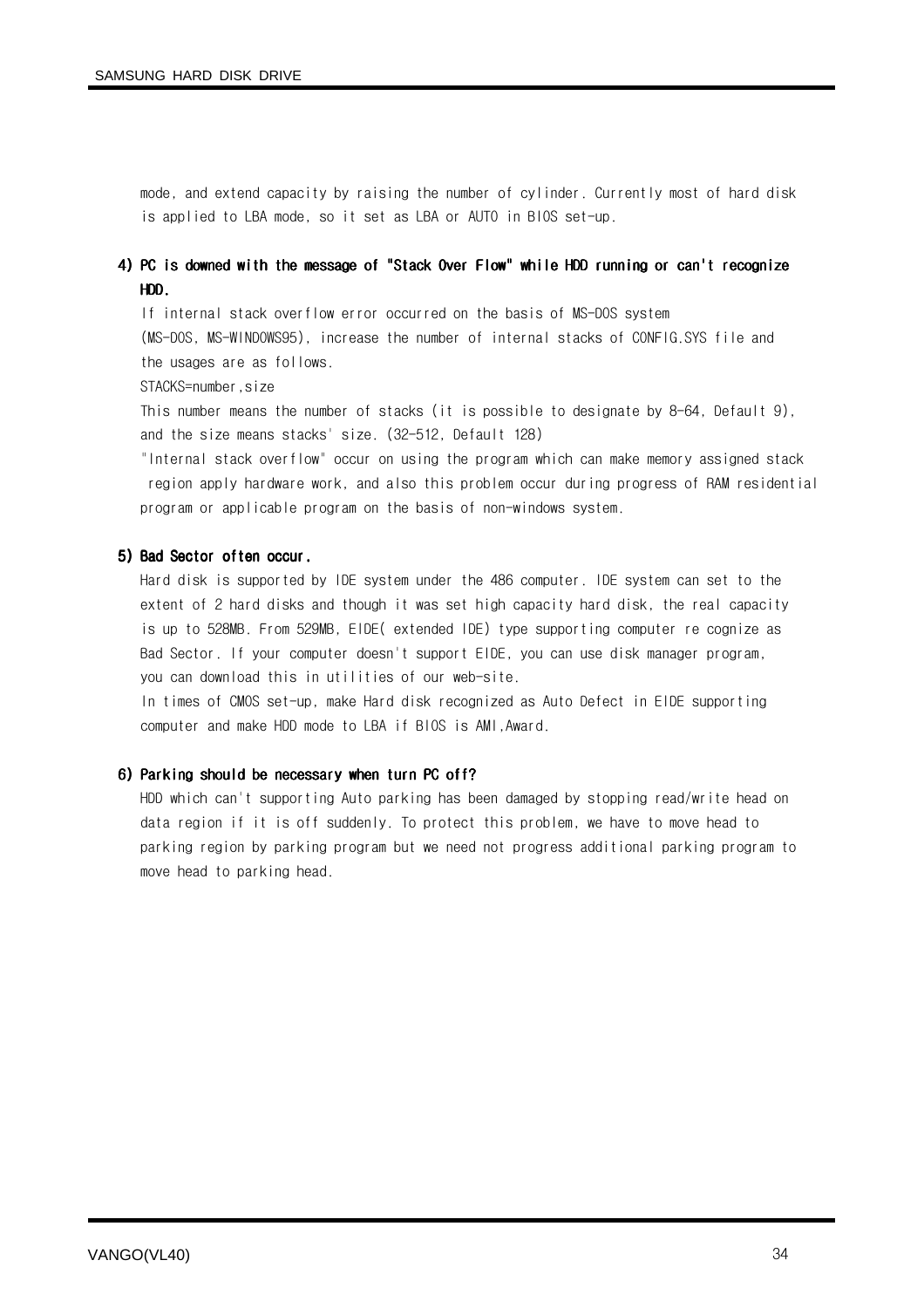mode, and extend capacity by raising the number of cylinder. Currently most of hard disk is applied to LBA mode, so it set as LBA or AUTO in BIOS set-up.

**4) PC is downed with the message of "Stack Over Flow" while HDD running or can't recognize HDD.**

If internal stack overflow error occurred on the basis of MS-DOS system (MS-DOS, MS-WINDOWS95), increase the number of internal stacks of CONFIG.SYS file and the usages are as follows.

STACKS=number,size

This number means the number of stacks (it is possible to designate by 8-64, Default 9), and the size means stacks' size. (32-512, Default 128)

"Internal stack overflow" occur on using the program which can make memory assigned stack region apply hardware work, and also this problem occur during progress of RAM residential program or applicable program on the basis of non-windows system.

**5) Bad Sector often occur.**

Hard disk is supported by IDE system under the 486 computer. IDE system can set to the extent of 2 hard disks and though it was set high capacity hard disk, the real capacity is up to 528MB. From 529MB, EIDE( extended IDE) type supporting computer re cognize as Bad Sector. If your computer doesn't support EIDE, you can use disk manager program, you can download this in utilities of our web-site.

In times of CMOS set-up, make Hard disk recognized as Auto Defect in EIDE supporting computer and make HDD mode to LBA if BIOS is AMI,Award.

**6) Parking should be necessary when turn PC off?**

HDD which can't supporting Auto parking has been damaged by stopping read/write head on data region if it is off suddenly. To protect this problem, we have to move head to parking region by parking program but we need not progress additional parking program to move head to parking head.